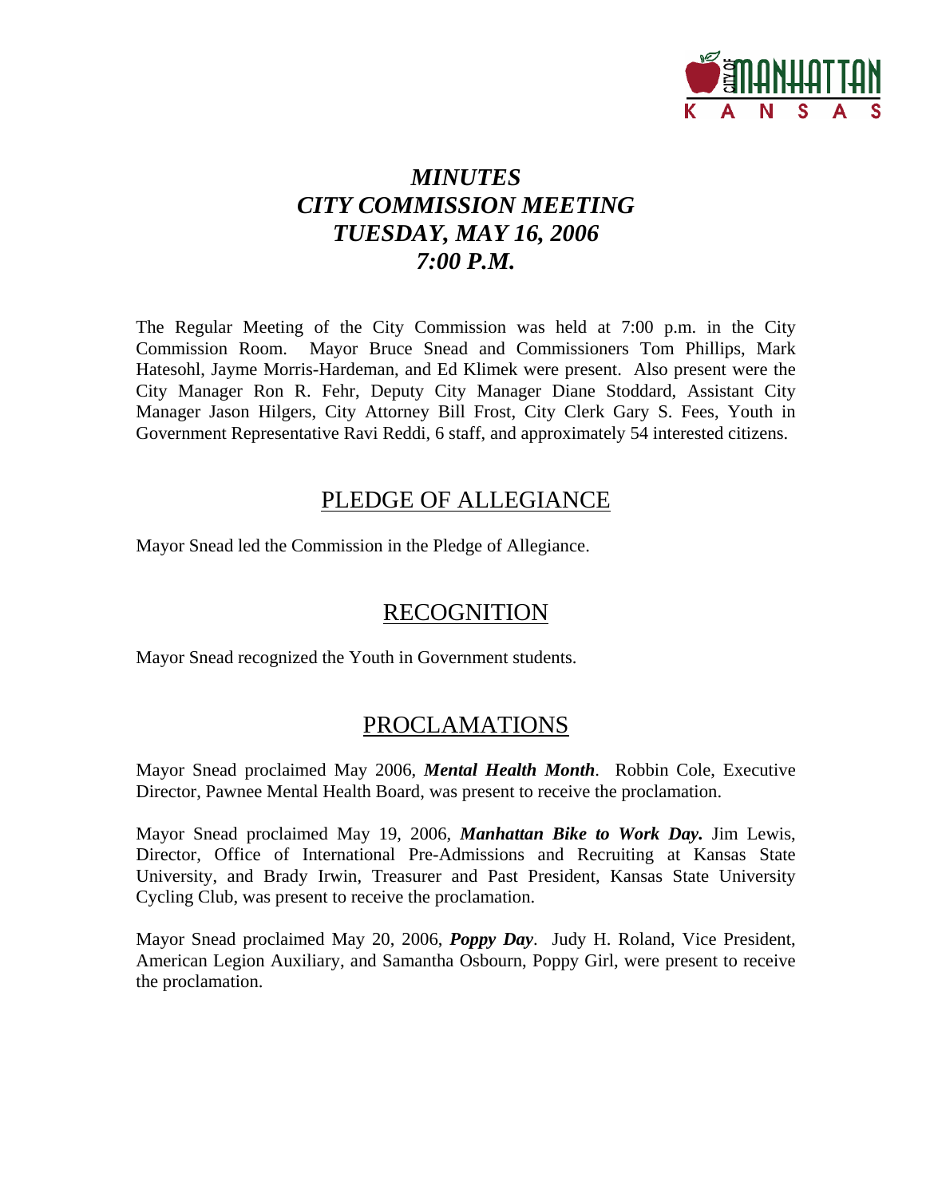# *MINUTES*
# *CITY COMMISSION MEETING*
# *TUESDAY, MAY 16, 2006*
# *7:00 P.M.*

The Regular Meeting of the City Commission was held at 7:00 p.m. in the City Commission Room. Mayor Bruce Snead and Commissioners Tom Phillips, Mark Hatesohl, Jayme Morris-Hardeman, and Ed Klimek were present. Also present were the City Manager Ron R. Fehr, Deputy City Manager Diane Stoddard, Assistant City Manager Jason Hilgers, City Attorney Bill Frost, City Clerk Gary S. Fees, Youth in Government Representative Ravi Reddi, 6 staff, and approximately 54 interested citizens.

## PLEDGE OF ALLEGIANCE

Mayor Snead led the Commission in the Pledge of Allegiance.

## RECOGNITION

Mayor Snead recognized the Youth in Government students.

## PROCLAMATIONS

Mayor Snead proclaimed May 2006, ***Mental Health Month***. Robbin Cole, Executive Director, Pawnee Mental Health Board, was present to receive the proclamation.

Mayor Snead proclaimed May 19, 2006, ***Manhattan Bike to Work Day.*** Jim Lewis, Director, Office of International Pre-Admissions and Recruiting at Kansas State University, and Brady Irwin, Treasurer and Past President, Kansas State University Cycling Club, was present to receive the proclamation.

Mayor Snead proclaimed May 20, 2006, ***Poppy Day***. Judy H. Roland, Vice President, American Legion Auxiliary, and Samantha Osbourn, Poppy Girl, were present to receive the proclamation.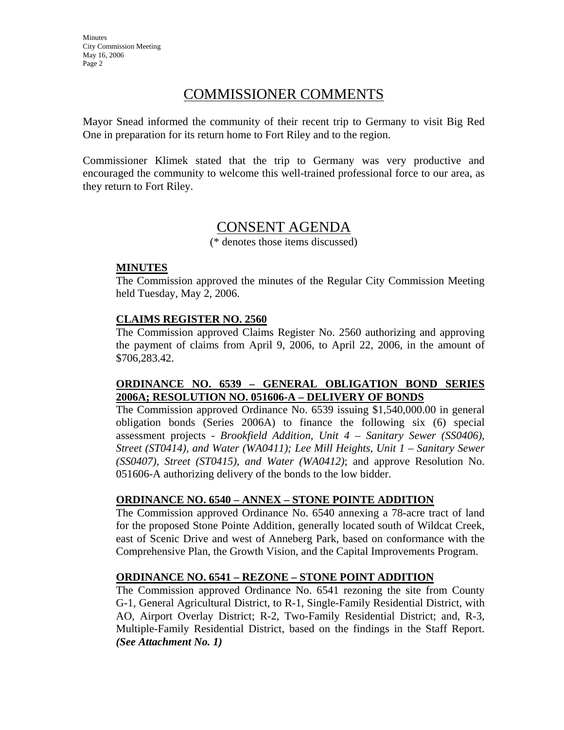## COMMISSIONER COMMENTS

Mayor Snead informed the community of their recent trip to Germany to visit Big Red One in preparation for its return home to Fort Riley and to the region.

Commissioner Klimek stated that the trip to Germany was very productive and encouraged the community to welcome this well-trained professional force to our area, as they return to Fort Riley.

## CONSENT AGENDA

(* denotes those items discussed)

**MINUTES**

The Commission approved the minutes of the Regular City Commission Meeting held Tuesday, May 2, 2006.

**CLAIMS REGISTER NO. 2560**

The Commission approved Claims Register No. 2560 authorizing and approving the payment of claims from April 9, 2006, to April 22, 2006, in the amount of $706,283.42.

**ORDINANCE NO. 6539 – GENERAL OBLIGATION BOND SERIES 2006A; RESOLUTION NO. 051606-A – DELIVERY OF BONDS**

The Commission approved Ordinance No. 6539 issuing $1,540,000.00 in general obligation bonds (Series 2006A) to finance the following six (6) special assessment projects - *Brookfield Addition, Unit 4 – Sanitary Sewer (SS0406), Street (ST0414), and Water (WA0411); Lee Mill Heights, Unit 1 – Sanitary Sewer (SS0407), Street (ST0415), and Water (WA0412)*; and approve Resolution No. 051606-A authorizing delivery of the bonds to the low bidder.

**ORDINANCE NO. 6540 – ANNEX – STONE POINTE ADDITION**

The Commission approved Ordinance No. 6540 annexing a 78-acre tract of land for the proposed Stone Pointe Addition, generally located south of Wildcat Creek, east of Scenic Drive and west of Anneberg Park, based on conformance with the Comprehensive Plan, the Growth Vision, and the Capital Improvements Program.

**ORDINANCE NO. 6541 – REZONE – STONE POINT ADDITION**

The Commission approved Ordinance No. 6541 rezoning the site from County G-1, General Agricultural District, to R-1, Single-Family Residential District, with AO, Airport Overlay District; R-2, Two-Family Residential District; and, R-3, Multiple-Family Residential District, based on the findings in the Staff Report. ***(See Attachment No. 1)***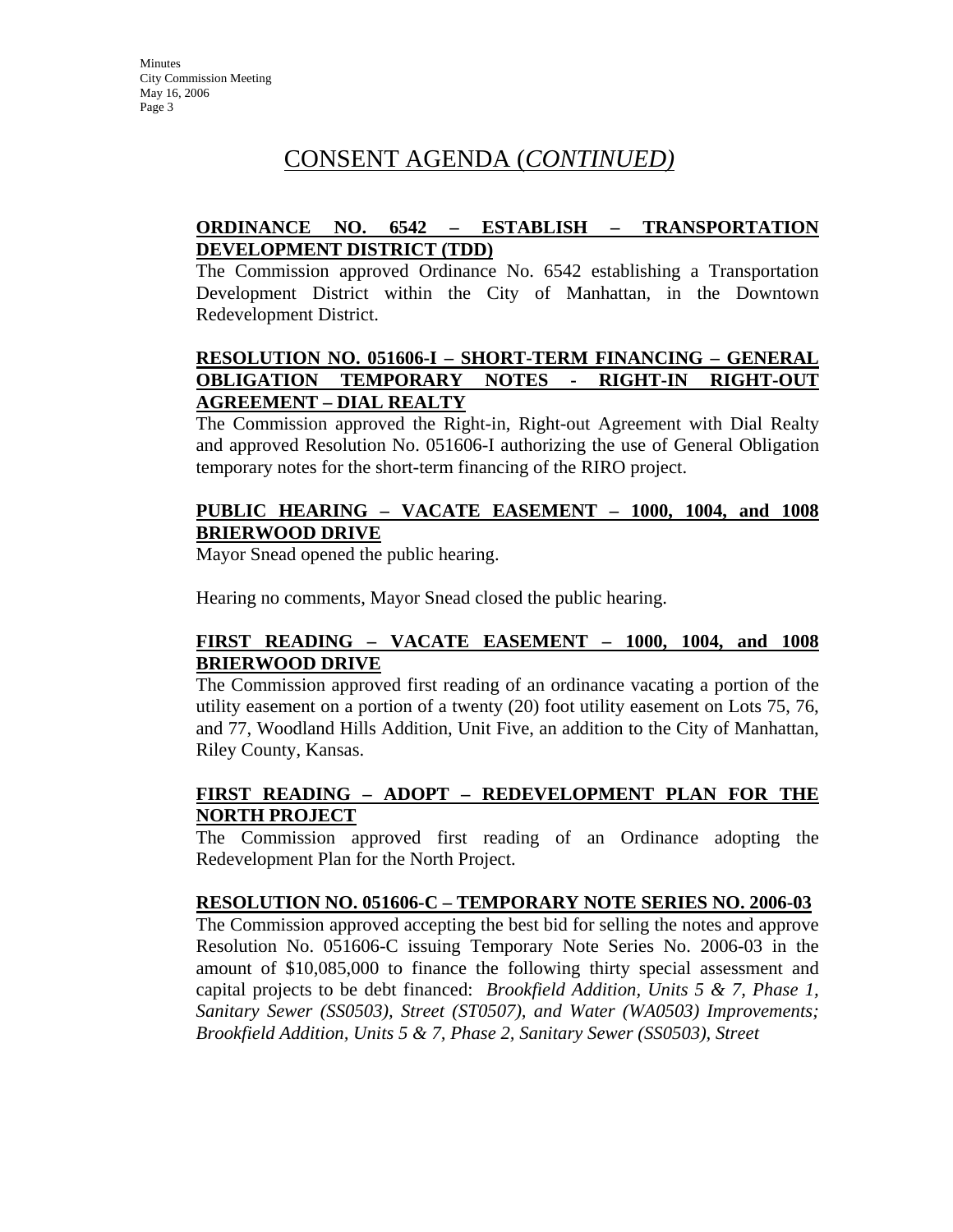# CONSENT AGENDA (*CONTINUED)*

**ORDINANCE NO. 6542 – ESTABLISH – TRANSPORTATION DEVELOPMENT DISTRICT (TDD)**

The Commission approved Ordinance No. 6542 establishing a Transportation Development District within the City of Manhattan, in the Downtown Redevelopment District.

**RESOLUTION NO. 051606-I – SHORT-TERM FINANCING – GENERAL OBLIGATION TEMPORARY NOTES - RIGHT-IN RIGHT-OUT AGREEMENT – DIAL REALTY**

The Commission approved the Right-in, Right-out Agreement with Dial Realty and approved Resolution No. 051606-I authorizing the use of General Obligation temporary notes for the short-term financing of the RIRO project.

**PUBLIC HEARING – VACATE EASEMENT – 1000, 1004, and 1008 BRIERWOOD DRIVE**

Mayor Snead opened the public hearing.

Hearing no comments, Mayor Snead closed the public hearing.

**FIRST READING – VACATE EASEMENT – 1000, 1004, and 1008 BRIERWOOD DRIVE**

The Commission approved first reading of an ordinance vacating a portion of the utility easement on a portion of a twenty (20) foot utility easement on Lots 75, 76, and 77, Woodland Hills Addition, Unit Five, an addition to the City of Manhattan, Riley County, Kansas.

**FIRST READING – ADOPT – REDEVELOPMENT PLAN FOR THE NORTH PROJECT**

The Commission approved first reading of an Ordinance adopting the Redevelopment Plan for the North Project.

**RESOLUTION NO. 051606-C – TEMPORARY NOTE SERIES NO. 2006-03**

The Commission approved accepting the best bid for selling the notes and approve Resolution No. 051606-C issuing Temporary Note Series No. 2006-03 in the amount of $10,085,000 to finance the following thirty special assessment and capital projects to be debt financed: *Brookfield Addition, Units 5 & 7, Phase 1, Sanitary Sewer (SS0503), Street (ST0507), and Water (WA0503) Improvements; Brookfield Addition, Units 5 & 7, Phase 2, Sanitary Sewer (SS0503), Street*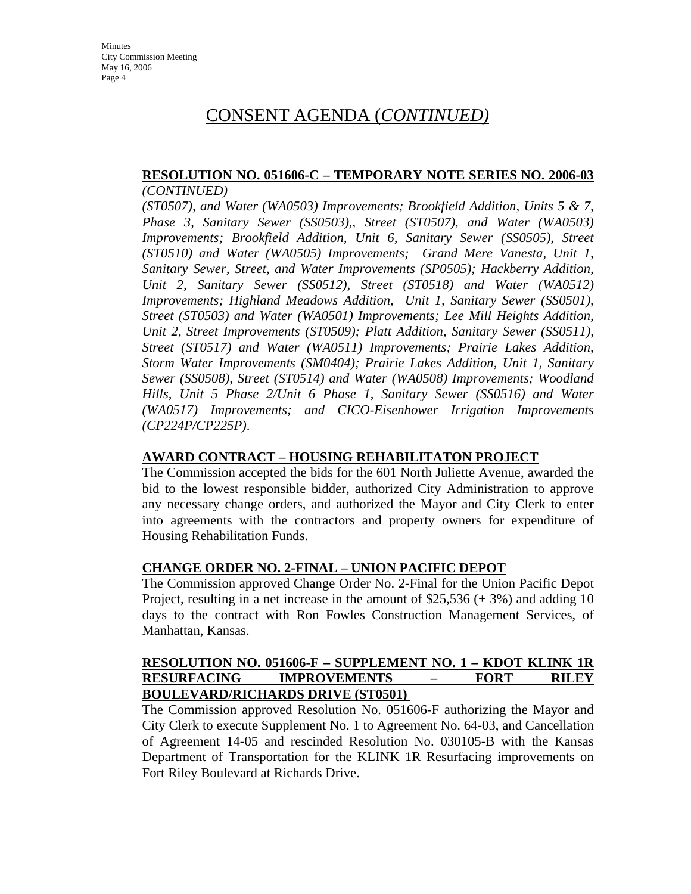# CONSENT AGENDA (*CONTINUED)*

**RESOLUTION NO. 051606-C – TEMPORARY NOTE SERIES NO. 2006-03** *(CONTINUED)*

*(ST0507), and Water (WA0503) Improvements; Brookfield Addition, Units 5 & 7, Phase 3, Sanitary Sewer (SS0503),, Street (ST0507), and Water (WA0503) Improvements; Brookfield Addition, Unit 6, Sanitary Sewer (SS0505), Street (ST0510) and Water (WA0505) Improvements; Grand Mere Vanesta, Unit 1, Sanitary Sewer, Street, and Water Improvements (SP0505); Hackberry Addition, Unit 2, Sanitary Sewer (SS0512), Street (ST0518) and Water (WA0512) Improvements; Highland Meadows Addition, Unit 1, Sanitary Sewer (SS0501), Street (ST0503) and Water (WA0501) Improvements; Lee Mill Heights Addition, Unit 2, Street Improvements (ST0509); Platt Addition, Sanitary Sewer (SS0511), Street (ST0517) and Water (WA0511) Improvements; Prairie Lakes Addition, Storm Water Improvements (SM0404); Prairie Lakes Addition, Unit 1, Sanitary Sewer (SS0508), Street (ST0514) and Water (WA0508) Improvements; Woodland Hills, Unit 5 Phase 2/Unit 6 Phase 1, Sanitary Sewer (SS0516) and Water (WA0517) Improvements; and CICO-Eisenhower Irrigation Improvements (CP224P/CP225P).*

**AWARD CONTRACT – HOUSING REHABILITATON PROJECT**

The Commission accepted the bids for the 601 North Juliette Avenue, awarded the bid to the lowest responsible bidder, authorized City Administration to approve any necessary change orders, and authorized the Mayor and City Clerk to enter into agreements with the contractors and property owners for expenditure of Housing Rehabilitation Funds.

**CHANGE ORDER NO. 2-FINAL – UNION PACIFIC DEPOT**

The Commission approved Change Order No. 2-Final for the Union Pacific Depot Project, resulting in a net increase in the amount of $25,536 (+ 3%) and adding 10 days to the contract with Ron Fowles Construction Management Services, of Manhattan, Kansas.

**RESOLUTION NO. 051606-F – SUPPLEMENT NO. 1 – KDOT KLINK 1R RESURFACING IMPROVEMENTS – FORT RILEY BOULEVARD/RICHARDS DRIVE (ST0501)**

The Commission approved Resolution No. 051606-F authorizing the Mayor and City Clerk to execute Supplement No. 1 to Agreement No. 64-03, and Cancellation of Agreement 14-05 and rescinded Resolution No. 030105-B with the Kansas Department of Transportation for the KLINK 1R Resurfacing improvements on Fort Riley Boulevard at Richards Drive.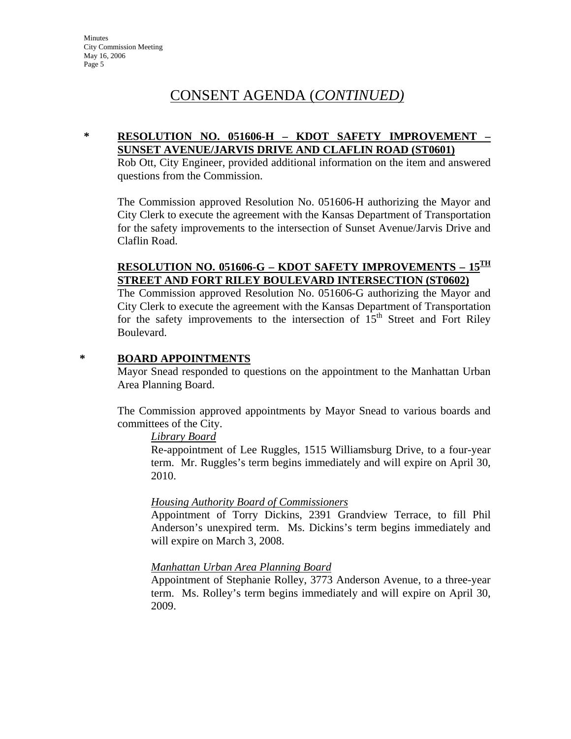# CONSENT AGENDA (*CONTINUED)*

**\* RESOLUTION NO. 051606-H – KDOT SAFETY IMPROVEMENT – SUNSET AVENUE/JARVIS DRIVE AND CLAFLIN ROAD (ST0601)**

Rob Ott, City Engineer, provided additional information on the item and answered questions from the Commission.

The Commission approved Resolution No. 051606-H authorizing the Mayor and City Clerk to execute the agreement with the Kansas Department of Transportation for the safety improvements to the intersection of Sunset Avenue/Jarvis Drive and Claflin Road.

**RESOLUTION NO. 051606-G – KDOT SAFETY IMPROVEMENTS – 15TH STREET AND FORT RILEY BOULEVARD INTERSECTION (ST0602)**

The Commission approved Resolution No. 051606-G authorizing the Mayor and City Clerk to execute the agreement with the Kansas Department of Transportation for the safety improvements to the intersection of 15th Street and Fort Riley Boulevard.

**\* BOARD APPOINTMENTS**

Mayor Snead responded to questions on the appointment to the Manhattan Urban Area Planning Board.

The Commission approved appointments by Mayor Snead to various boards and committees of the City.

*Library Board*

Re-appointment of Lee Ruggles, 1515 Williamsburg Drive, to a four-year term. Mr. Ruggles's term begins immediately and will expire on April 30, 2010.

*Housing Authority Board of Commissioners*

Appointment of Torry Dickins, 2391 Grandview Terrace, to fill Phil Anderson's unexpired term. Ms. Dickins's term begins immediately and will expire on March 3, 2008.

*Manhattan Urban Area Planning Board*

Appointment of Stephanie Rolley, 3773 Anderson Avenue, to a three-year term. Ms. Rolley's term begins immediately and will expire on April 30, 2009.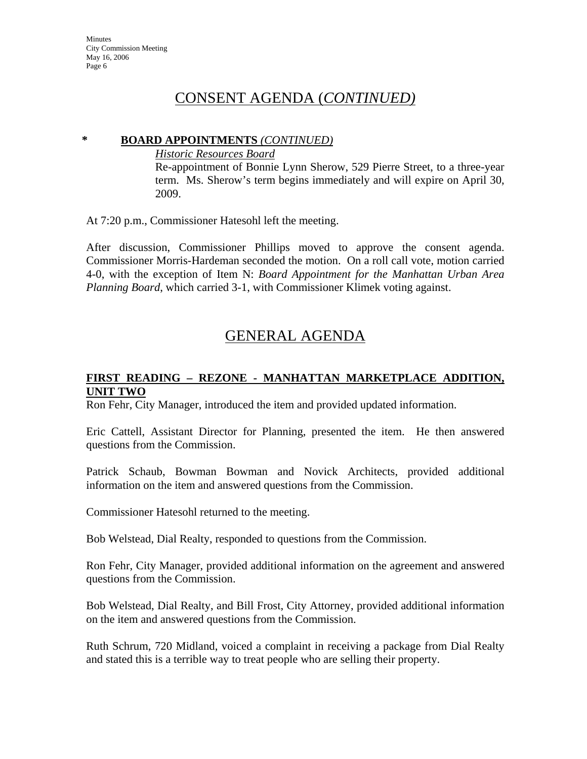## CONSENT AGENDA (*CONTINUED)*

**\* BOARD APPOINTMENTS** *(CONTINUED)*

*Historic Resources Board*

Re-appointment of Bonnie Lynn Sherow, 529 Pierre Street, to a three-year term. Ms. Sherow's term begins immediately and will expire on April 30, 2009.

At 7:20 p.m., Commissioner Hatesohl left the meeting.

After discussion, Commissioner Phillips moved to approve the consent agenda. Commissioner Morris-Hardeman seconded the motion. On a roll call vote, motion carried 4-0, with the exception of Item N: *Board Appointment for the Manhattan Urban Area Planning Board*, which carried 3-1, with Commissioner Klimek voting against.

## GENERAL AGENDA

**FIRST READING – REZONE - MANHATTAN MARKETPLACE ADDITION, UNIT TWO**

Ron Fehr, City Manager, introduced the item and provided updated information.

Eric Cattell, Assistant Director for Planning, presented the item. He then answered questions from the Commission.

Patrick Schaub, Bowman Bowman and Novick Architects, provided additional information on the item and answered questions from the Commission.

Commissioner Hatesohl returned to the meeting.

Bob Welstead, Dial Realty, responded to questions from the Commission.

Ron Fehr, City Manager, provided additional information on the agreement and answered questions from the Commission.

Bob Welstead, Dial Realty, and Bill Frost, City Attorney, provided additional information on the item and answered questions from the Commission.

Ruth Schrum, 720 Midland, voiced a complaint in receiving a package from Dial Realty and stated this is a terrible way to treat people who are selling their property.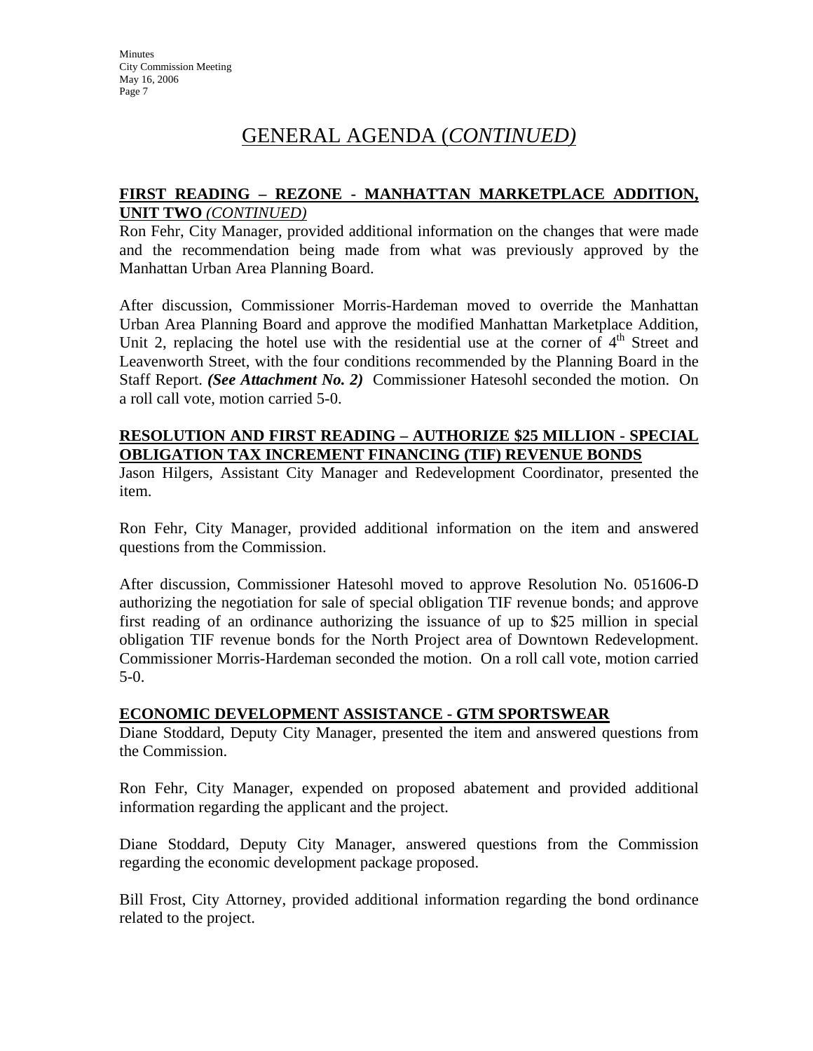# GENERAL AGENDA (*CONTINUED)*

**FIRST READING – REZONE - MANHATTAN MARKETPLACE ADDITION, UNIT TWO** *(CONTINUED)*

Ron Fehr, City Manager, provided additional information on the changes that were made and the recommendation being made from what was previously approved by the Manhattan Urban Area Planning Board.

After discussion, Commissioner Morris-Hardeman moved to override the Manhattan Urban Area Planning Board and approve the modified Manhattan Marketplace Addition, Unit 2, replacing the hotel use with the residential use at the corner of 4th Street and Leavenworth Street, with the four conditions recommended by the Planning Board in the Staff Report. ***(See Attachment No. 2)*** Commissioner Hatesohl seconded the motion. On a roll call vote, motion carried 5-0.

**RESOLUTION AND FIRST READING – AUTHORIZE $25 MILLION - SPECIAL OBLIGATION TAX INCREMENT FINANCING (TIF) REVENUE BONDS**

Jason Hilgers, Assistant City Manager and Redevelopment Coordinator, presented the item.

Ron Fehr, City Manager, provided additional information on the item and answered questions from the Commission.

After discussion, Commissioner Hatesohl moved to approve Resolution No. 051606-D authorizing the negotiation for sale of special obligation TIF revenue bonds; and approve first reading of an ordinance authorizing the issuance of up to $25 million in special obligation TIF revenue bonds for the North Project area of Downtown Redevelopment. Commissioner Morris-Hardeman seconded the motion. On a roll call vote, motion carried 5-0.

**ECONOMIC DEVELOPMENT ASSISTANCE - GTM SPORTSWEAR**

Diane Stoddard, Deputy City Manager, presented the item and answered questions from the Commission.

Ron Fehr, City Manager, expended on proposed abatement and provided additional information regarding the applicant and the project.

Diane Stoddard, Deputy City Manager, answered questions from the Commission regarding the economic development package proposed.

Bill Frost, City Attorney, provided additional information regarding the bond ordinance related to the project.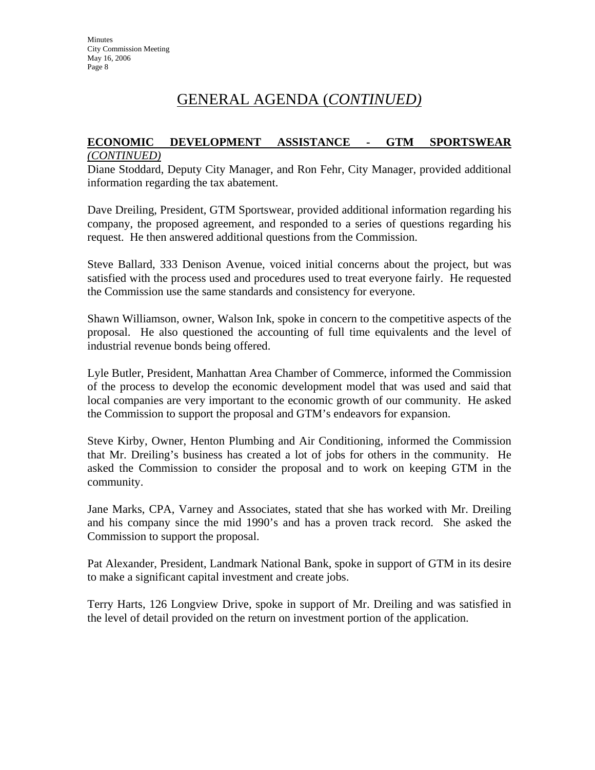# GENERAL AGENDA (*CONTINUED)*

**ECONOMIC DEVELOPMENT ASSISTANCE - GTM SPORTSWEAR** *(CONTINUED)*

Diane Stoddard, Deputy City Manager, and Ron Fehr, City Manager, provided additional information regarding the tax abatement.

Dave Dreiling, President, GTM Sportswear, provided additional information regarding his company, the proposed agreement, and responded to a series of questions regarding his request. He then answered additional questions from the Commission.

Steve Ballard, 333 Denison Avenue, voiced initial concerns about the project, but was satisfied with the process used and procedures used to treat everyone fairly. He requested the Commission use the same standards and consistency for everyone.

Shawn Williamson, owner, Walson Ink, spoke in concern to the competitive aspects of the proposal. He also questioned the accounting of full time equivalents and the level of industrial revenue bonds being offered.

Lyle Butler, President, Manhattan Area Chamber of Commerce, informed the Commission of the process to develop the economic development model that was used and said that local companies are very important to the economic growth of our community. He asked the Commission to support the proposal and GTM's endeavors for expansion.

Steve Kirby, Owner, Henton Plumbing and Air Conditioning, informed the Commission that Mr. Dreiling's business has created a lot of jobs for others in the community. He asked the Commission to consider the proposal and to work on keeping GTM in the community.

Jane Marks, CPA, Varney and Associates, stated that she has worked with Mr. Dreiling and his company since the mid 1990's and has a proven track record. She asked the Commission to support the proposal.

Pat Alexander, President, Landmark National Bank, spoke in support of GTM in its desire to make a significant capital investment and create jobs.

Terry Harts, 126 Longview Drive, spoke in support of Mr. Dreiling and was satisfied in the level of detail provided on the return on investment portion of the application.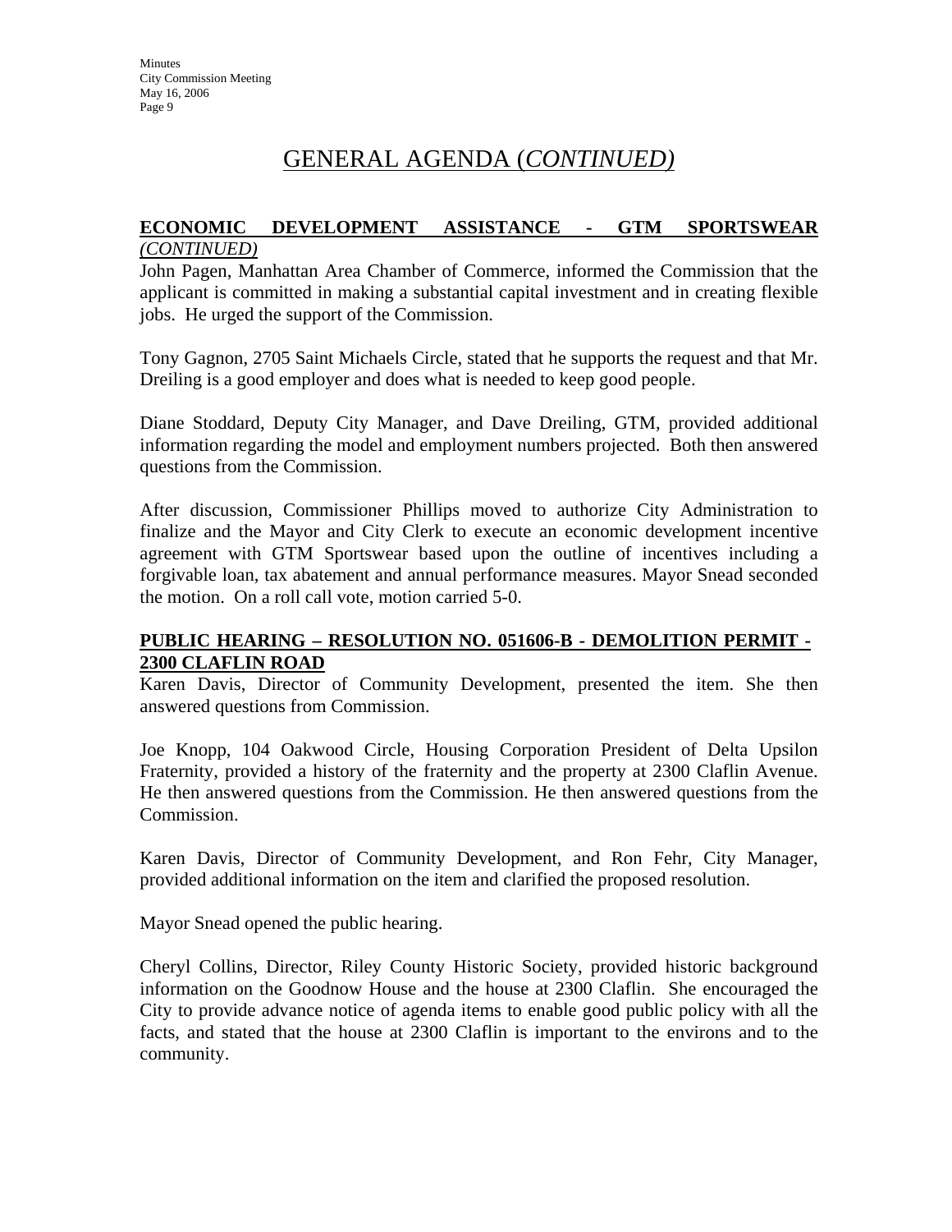# GENERAL AGENDA (*CONTINUED)*

**ECONOMIC DEVELOPMENT ASSISTANCE - GTM SPORTSWEAR** ***(CONTINUED)***

John Pagen, Manhattan Area Chamber of Commerce, informed the Commission that the applicant is committed in making a substantial capital investment and in creating flexible jobs. He urged the support of the Commission.

Tony Gagnon, 2705 Saint Michaels Circle, stated that he supports the request and that Mr. Dreiling is a good employer and does what is needed to keep good people.

Diane Stoddard, Deputy City Manager, and Dave Dreiling, GTM, provided additional information regarding the model and employment numbers projected. Both then answered questions from the Commission.

After discussion, Commissioner Phillips moved to authorize City Administration to finalize and the Mayor and City Clerk to execute an economic development incentive agreement with GTM Sportswear based upon the outline of incentives including a forgivable loan, tax abatement and annual performance measures. Mayor Snead seconded the motion. On a roll call vote, motion carried 5-0.

**PUBLIC HEARING – RESOLUTION NO. 051606-B - DEMOLITION PERMIT - 2300 CLAFLIN ROAD**

Karen Davis, Director of Community Development, presented the item. She then answered questions from Commission.

Joe Knopp, 104 Oakwood Circle, Housing Corporation President of Delta Upsilon Fraternity, provided a history of the fraternity and the property at 2300 Claflin Avenue. He then answered questions from the Commission. He then answered questions from the Commission.

Karen Davis, Director of Community Development, and Ron Fehr, City Manager, provided additional information on the item and clarified the proposed resolution.

Mayor Snead opened the public hearing.

Cheryl Collins, Director, Riley County Historic Society, provided historic background information on the Goodnow House and the house at 2300 Claflin. She encouraged the City to provide advance notice of agenda items to enable good public policy with all the facts, and stated that the house at 2300 Claflin is important to the environs and to the community.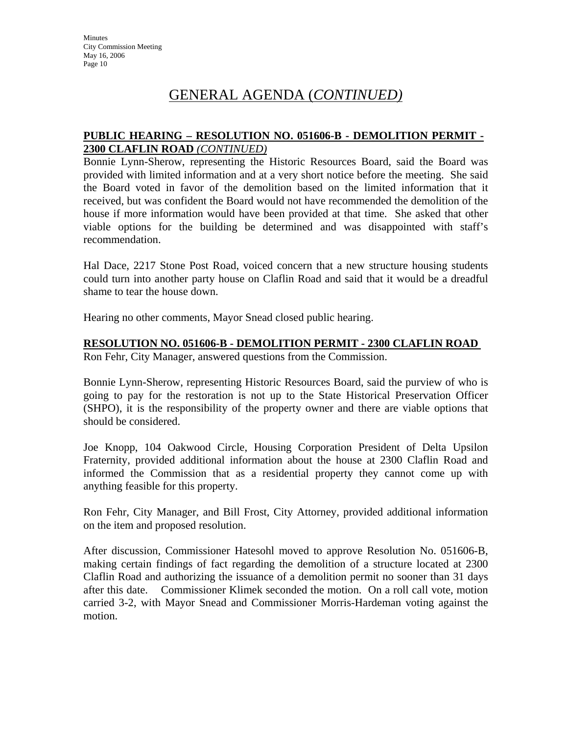# GENERAL AGENDA (*CONTINUED)*

**PUBLIC HEARING – RESOLUTION NO. 051606-B - DEMOLITION PERMIT - 2300 CLAFLIN ROAD** ***(CONTINUED)***

Bonnie Lynn-Sherow, representing the Historic Resources Board, said the Board was provided with limited information and at a very short notice before the meeting. She said the Board voted in favor of the demolition based on the limited information that it received, but was confident the Board would not have recommended the demolition of the house if more information would have been provided at that time. She asked that other viable options for the building be determined and was disappointed with staff's recommendation.

Hal Dace, 2217 Stone Post Road, voiced concern that a new structure housing students could turn into another party house on Claflin Road and said that it would be a dreadful shame to tear the house down.

Hearing no other comments, Mayor Snead closed public hearing.

**RESOLUTION NO. 051606-B - DEMOLITION PERMIT - 2300 CLAFLIN ROAD**

Ron Fehr, City Manager, answered questions from the Commission.

Bonnie Lynn-Sherow, representing Historic Resources Board, said the purview of who is going to pay for the restoration is not up to the State Historical Preservation Officer (SHPO), it is the responsibility of the property owner and there are viable options that should be considered.

Joe Knopp, 104 Oakwood Circle, Housing Corporation President of Delta Upsilon Fraternity, provided additional information about the house at 2300 Claflin Road and informed the Commission that as a residential property they cannot come up with anything feasible for this property.

Ron Fehr, City Manager, and Bill Frost, City Attorney, provided additional information on the item and proposed resolution.

After discussion, Commissioner Hatesohl moved to approve Resolution No. 051606-B, making certain findings of fact regarding the demolition of a structure located at 2300 Claflin Road and authorizing the issuance of a demolition permit no sooner than 31 days after this date. Commissioner Klimek seconded the motion. On a roll call vote, motion carried 3-2, with Mayor Snead and Commissioner Morris-Hardeman voting against the motion.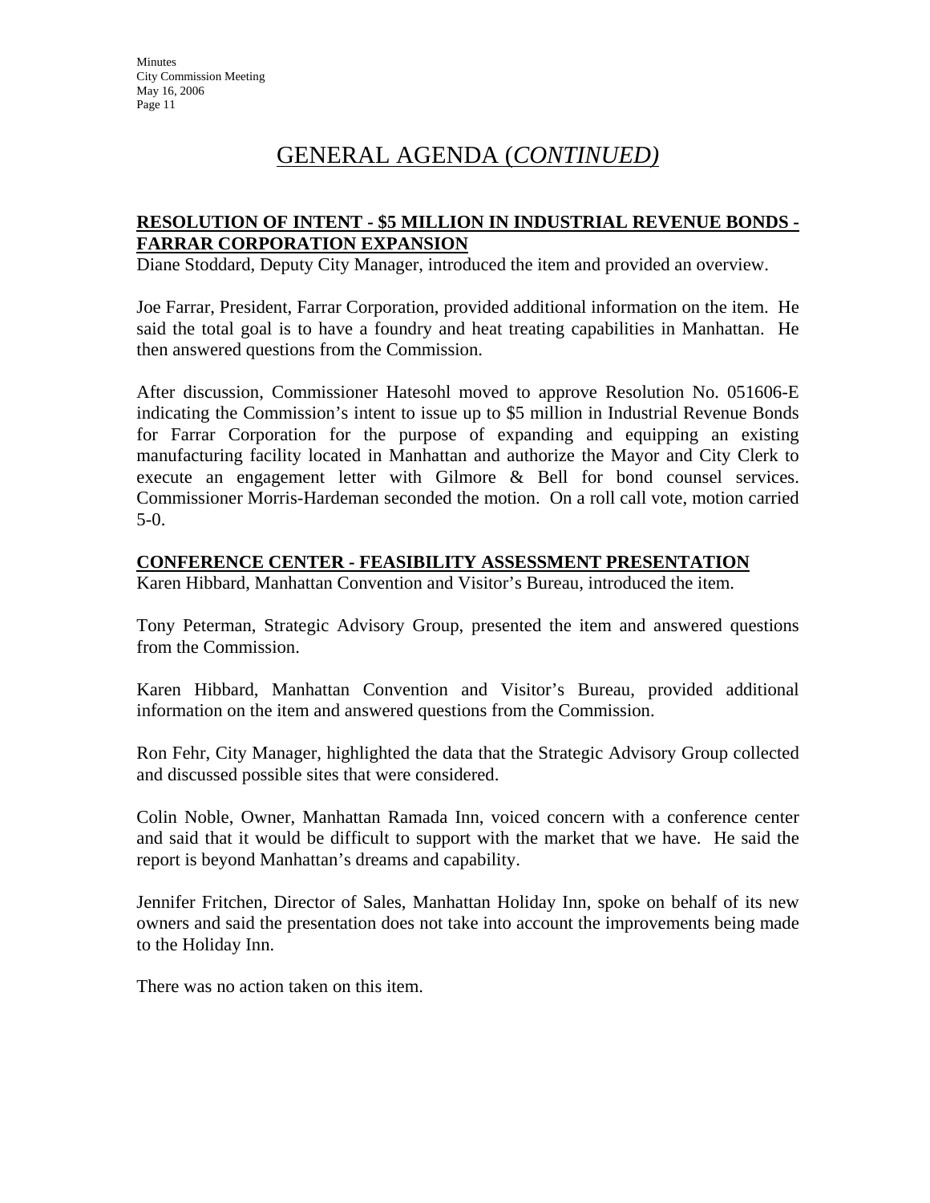# GENERAL AGENDA (*CONTINUED)*

**RESOLUTION OF INTENT - $5 MILLION IN INDUSTRIAL REVENUE BONDS - FARRAR CORPORATION EXPANSION**

Diane Stoddard, Deputy City Manager, introduced the item and provided an overview.

Joe Farrar, President, Farrar Corporation, provided additional information on the item. He said the total goal is to have a foundry and heat treating capabilities in Manhattan. He then answered questions from the Commission.

After discussion, Commissioner Hatesohl moved to approve Resolution No. 051606-E indicating the Commission's intent to issue up to $5 million in Industrial Revenue Bonds for Farrar Corporation for the purpose of expanding and equipping an existing manufacturing facility located in Manhattan and authorize the Mayor and City Clerk to execute an engagement letter with Gilmore & Bell for bond counsel services. Commissioner Morris-Hardeman seconded the motion. On a roll call vote, motion carried 5-0.

**CONFERENCE CENTER - FEASIBILITY ASSESSMENT PRESENTATION**

Karen Hibbard, Manhattan Convention and Visitor's Bureau, introduced the item.

Tony Peterman, Strategic Advisory Group, presented the item and answered questions from the Commission.

Karen Hibbard, Manhattan Convention and Visitor's Bureau, provided additional information on the item and answered questions from the Commission.

Ron Fehr, City Manager, highlighted the data that the Strategic Advisory Group collected and discussed possible sites that were considered.

Colin Noble, Owner, Manhattan Ramada Inn, voiced concern with a conference center and said that it would be difficult to support with the market that we have. He said the report is beyond Manhattan's dreams and capability.

Jennifer Fritchen, Director of Sales, Manhattan Holiday Inn, spoke on behalf of its new owners and said the presentation does not take into account the improvements being made to the Holiday Inn.

There was no action taken on this item.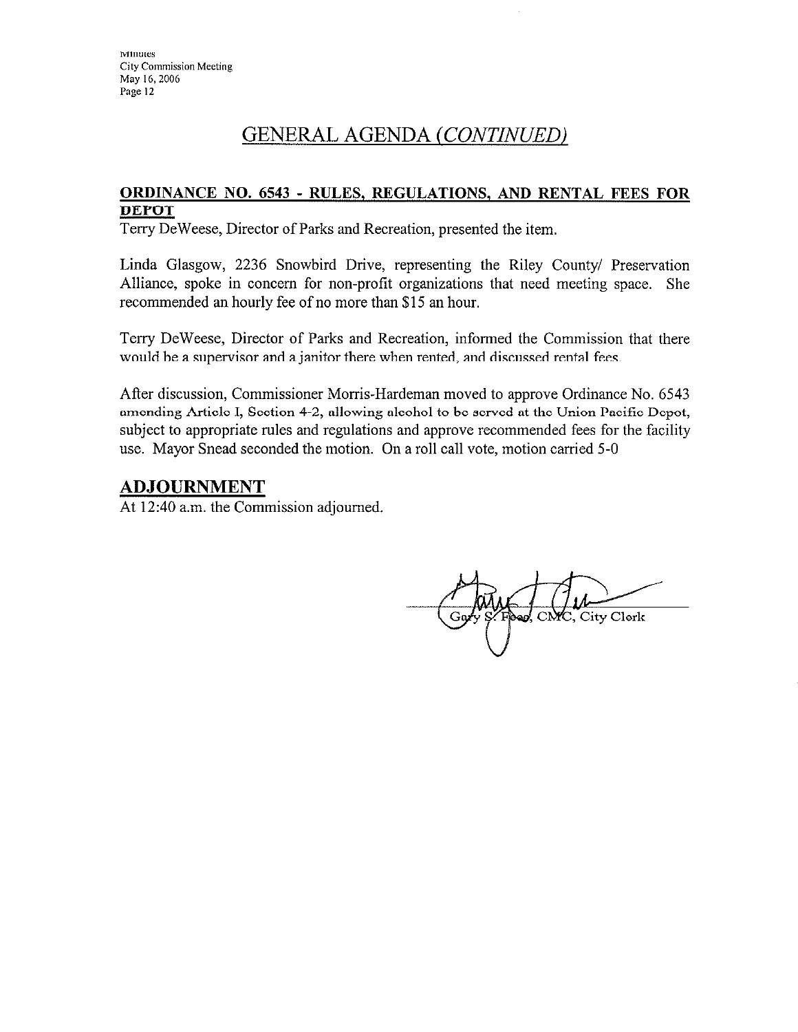## GENERAL AGENDA *(CONTINUED)*

**ORDINANCE NO. 6543 - RULES, REGULATIONS, AND RENTAL FEES FOR DEPOT**

Terry DeWeese, Director of Parks and Recreation, presented the item.

Linda Glasgow, 2236 Snowbird Drive, representing the Riley County/ Preservation Alliance, spoke in concern for non-profit organizations that need meeting space. She recommended an hourly fee of no more than $15 an hour.

Terry DeWeese, Director of Parks and Recreation, informed the Commission that there would be a supervisor and a janitor there when rented, and discussed rental fees.

After discussion, Commissioner Morris-Hardeman moved to approve Ordinance No. 6543 amending Article I, Section 4-2, allowing alcohol to be served at the Union Pacific Depot, subject to appropriate rules and regulations and approve recommended fees for the facility use. Mayor Snead seconded the motion. On a roll call vote, motion carried 5-0

## ADJOURNMENT

At 12:40 a.m. the Commission adjourned.

Gary S. Fees, CMC, City Clerk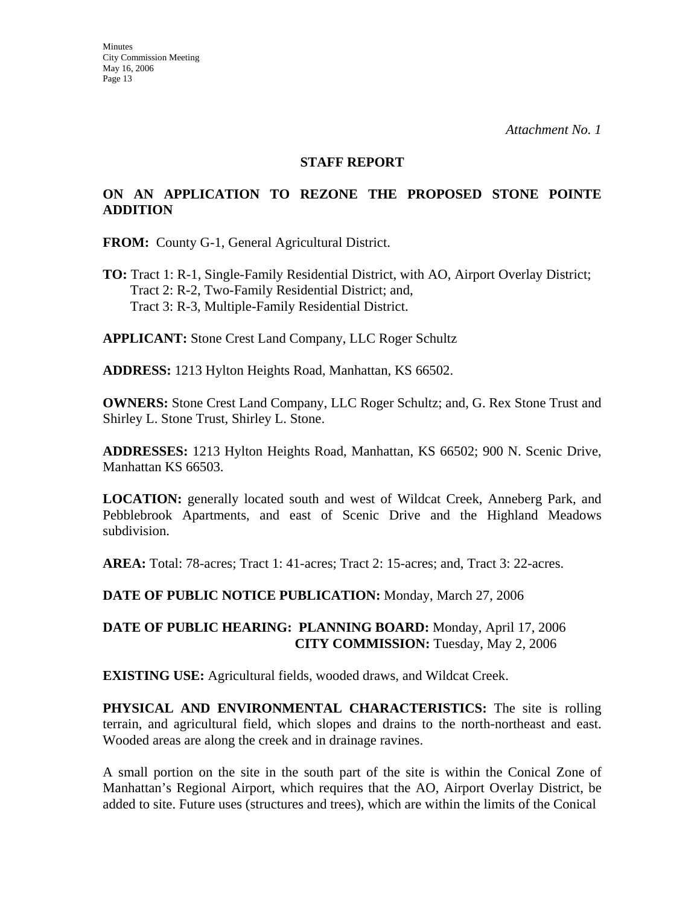*Attachment No. 1*

## STAFF REPORT

## ON AN APPLICATION TO REZONE THE PROPOSED STONE POINTE ADDITION

**FROM:** County G-1, General Agricultural District.

**TO:** Tract 1: R-1, Single-Family Residential District, with AO, Airport Overlay District;
Tract 2: R-2, Two-Family Residential District; and,
Tract 3: R-3, Multiple-Family Residential District.

**APPLICANT:** Stone Crest Land Company, LLC Roger Schultz

**ADDRESS:** 1213 Hylton Heights Road, Manhattan, KS 66502.

**OWNERS:** Stone Crest Land Company, LLC Roger Schultz; and, G. Rex Stone Trust and Shirley L. Stone Trust, Shirley L. Stone.

**ADDRESSES:** 1213 Hylton Heights Road, Manhattan, KS 66502; 900 N. Scenic Drive, Manhattan KS 66503.

**LOCATION:** generally located south and west of Wildcat Creek, Anneberg Park, and Pebblebrook Apartments, and east of Scenic Drive and the Highland Meadows subdivision.

**AREA:** Total: 78-acres; Tract 1: 41-acres; Tract 2: 15-acres; and, Tract 3: 22-acres.

**DATE OF PUBLIC NOTICE PUBLICATION:** Monday, March 27, 2006

**DATE OF PUBLIC HEARING: PLANNING BOARD:** Monday, April 17, 2006
**CITY COMMISSION:** Tuesday, May 2, 2006

**EXISTING USE:** Agricultural fields, wooded draws, and Wildcat Creek.

**PHYSICAL AND ENVIRONMENTAL CHARACTERISTICS:** The site is rolling terrain, and agricultural field, which slopes and drains to the north-northeast and east. Wooded areas are along the creek and in drainage ravines.

A small portion on the site in the south part of the site is within the Conical Zone of Manhattan's Regional Airport, which requires that the AO, Airport Overlay District, be added to site. Future uses (structures and trees), which are within the limits of the Conical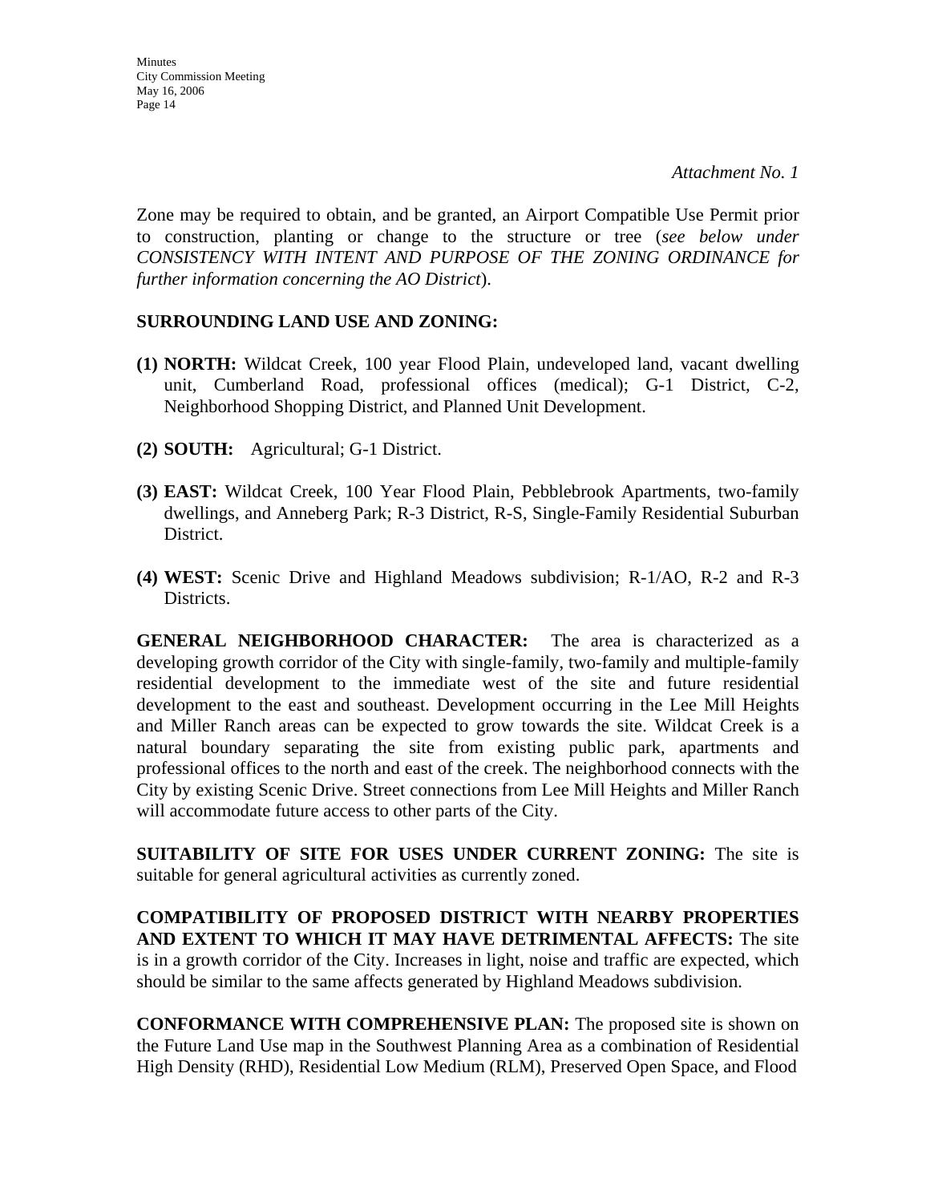*Attachment No. 1*

Zone may be required to obtain, and be granted, an Airport Compatible Use Permit prior to construction, planting or change to the structure or tree (*see below under CONSISTENCY WITH INTENT AND PURPOSE OF THE ZONING ORDINANCE for further information concerning the AO District*).

**SURROUNDING LAND USE AND ZONING:**

**(1) NORTH:** Wildcat Creek, 100 year Flood Plain, undeveloped land, vacant dwelling unit, Cumberland Road, professional offices (medical); G-1 District, C-2, Neighborhood Shopping District, and Planned Unit Development.

**(2) SOUTH:** Agricultural; G-1 District.

**(3) EAST:** Wildcat Creek, 100 Year Flood Plain, Pebblebrook Apartments, two-family dwellings, and Anneberg Park; R-3 District, R-S, Single-Family Residential Suburban District.

**(4) WEST:** Scenic Drive and Highland Meadows subdivision; R-1/AO, R-2 and R-3 Districts.

**GENERAL NEIGHBORHOOD CHARACTER:** The area is characterized as a developing growth corridor of the City with single-family, two-family and multiple-family residential development to the immediate west of the site and future residential development to the east and southeast. Development occurring in the Lee Mill Heights and Miller Ranch areas can be expected to grow towards the site. Wildcat Creek is a natural boundary separating the site from existing public park, apartments and professional offices to the north and east of the creek. The neighborhood connects with the City by existing Scenic Drive. Street connections from Lee Mill Heights and Miller Ranch will accommodate future access to other parts of the City.

**SUITABILITY OF SITE FOR USES UNDER CURRENT ZONING:** The site is suitable for general agricultural activities as currently zoned.

**COMPATIBILITY OF PROPOSED DISTRICT WITH NEARBY PROPERTIES AND EXTENT TO WHICH IT MAY HAVE DETRIMENTAL AFFECTS:** The site is in a growth corridor of the City. Increases in light, noise and traffic are expected, which should be similar to the same affects generated by Highland Meadows subdivision.

**CONFORMANCE WITH COMPREHENSIVE PLAN:** The proposed site is shown on the Future Land Use map in the Southwest Planning Area as a combination of Residential High Density (RHD), Residential Low Medium (RLM), Preserved Open Space, and Flood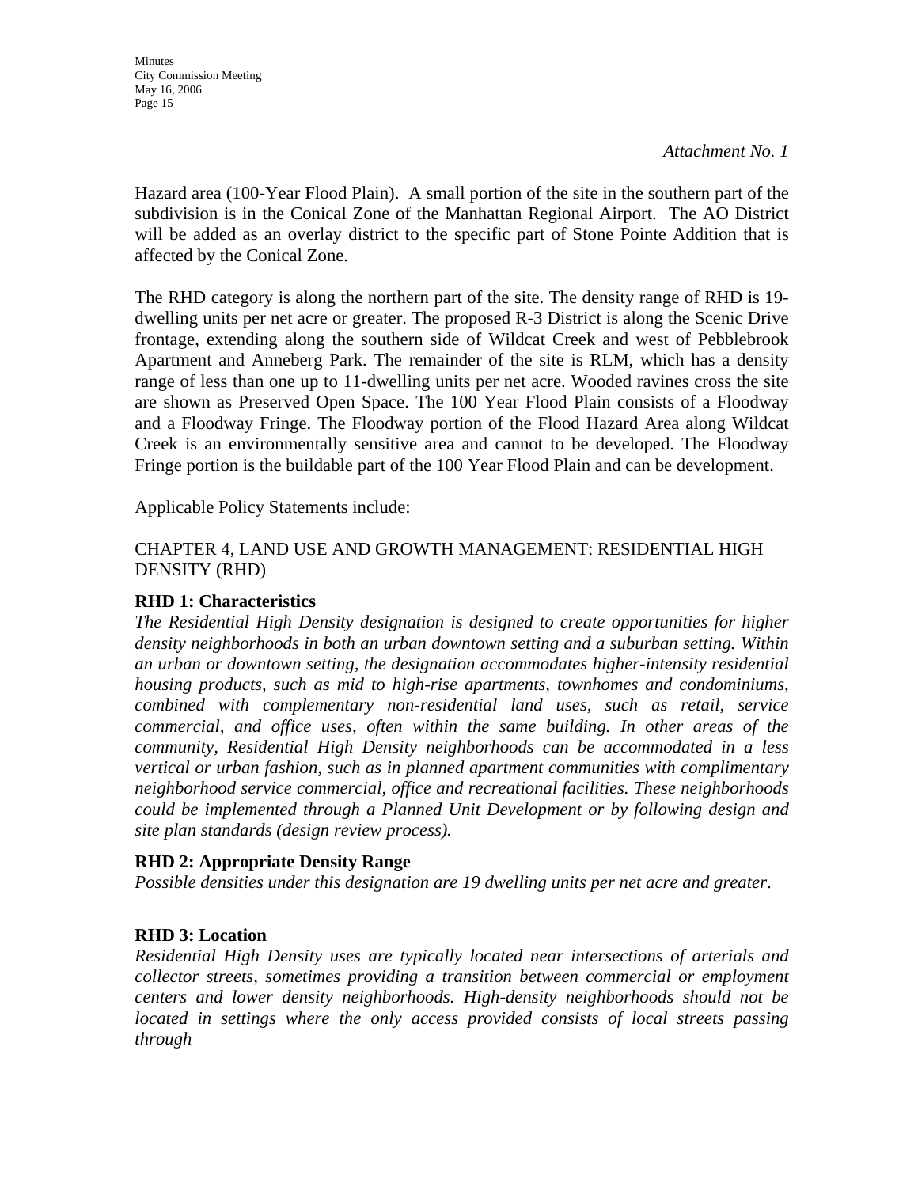*Attachment No. 1*

Hazard area (100-Year Flood Plain). A small portion of the site in the southern part of the subdivision is in the Conical Zone of the Manhattan Regional Airport. The AO District will be added as an overlay district to the specific part of Stone Pointe Addition that is affected by the Conical Zone.

The RHD category is along the northern part of the site. The density range of RHD is 19-dwelling units per net acre or greater. The proposed R-3 District is along the Scenic Drive frontage, extending along the southern side of Wildcat Creek and west of Pebblebrook Apartment and Anneberg Park. The remainder of the site is RLM, which has a density range of less than one up to 11-dwelling units per net acre. Wooded ravines cross the site are shown as Preserved Open Space. The 100 Year Flood Plain consists of a Floodway and a Floodway Fringe. The Floodway portion of the Flood Hazard Area along Wildcat Creek is an environmentally sensitive area and cannot to be developed. The Floodway Fringe portion is the buildable part of the 100 Year Flood Plain and can be development.

Applicable Policy Statements include:

CHAPTER 4, LAND USE AND GROWTH MANAGEMENT: RESIDENTIAL HIGH DENSITY (RHD)

**RHD 1: Characteristics**

*The Residential High Density designation is designed to create opportunities for higher density neighborhoods in both an urban downtown setting and a suburban setting. Within an urban or downtown setting, the designation accommodates higher-intensity residential housing products, such as mid to high-rise apartments, townhomes and condominiums, combined with complementary non-residential land uses, such as retail, service commercial, and office uses, often within the same building. In other areas of the community, Residential High Density neighborhoods can be accommodated in a less vertical or urban fashion, such as in planned apartment communities with complimentary neighborhood service commercial, office and recreational facilities. These neighborhoods could be implemented through a Planned Unit Development or by following design and site plan standards (design review process).*

**RHD 2: Appropriate Density Range**

*Possible densities under this designation are 19 dwelling units per net acre and greater.*

**RHD 3: Location**

*Residential High Density uses are typically located near intersections of arterials and collector streets, sometimes providing a transition between commercial or employment centers and lower density neighborhoods. High-density neighborhoods should not be located in settings where the only access provided consists of local streets passing through*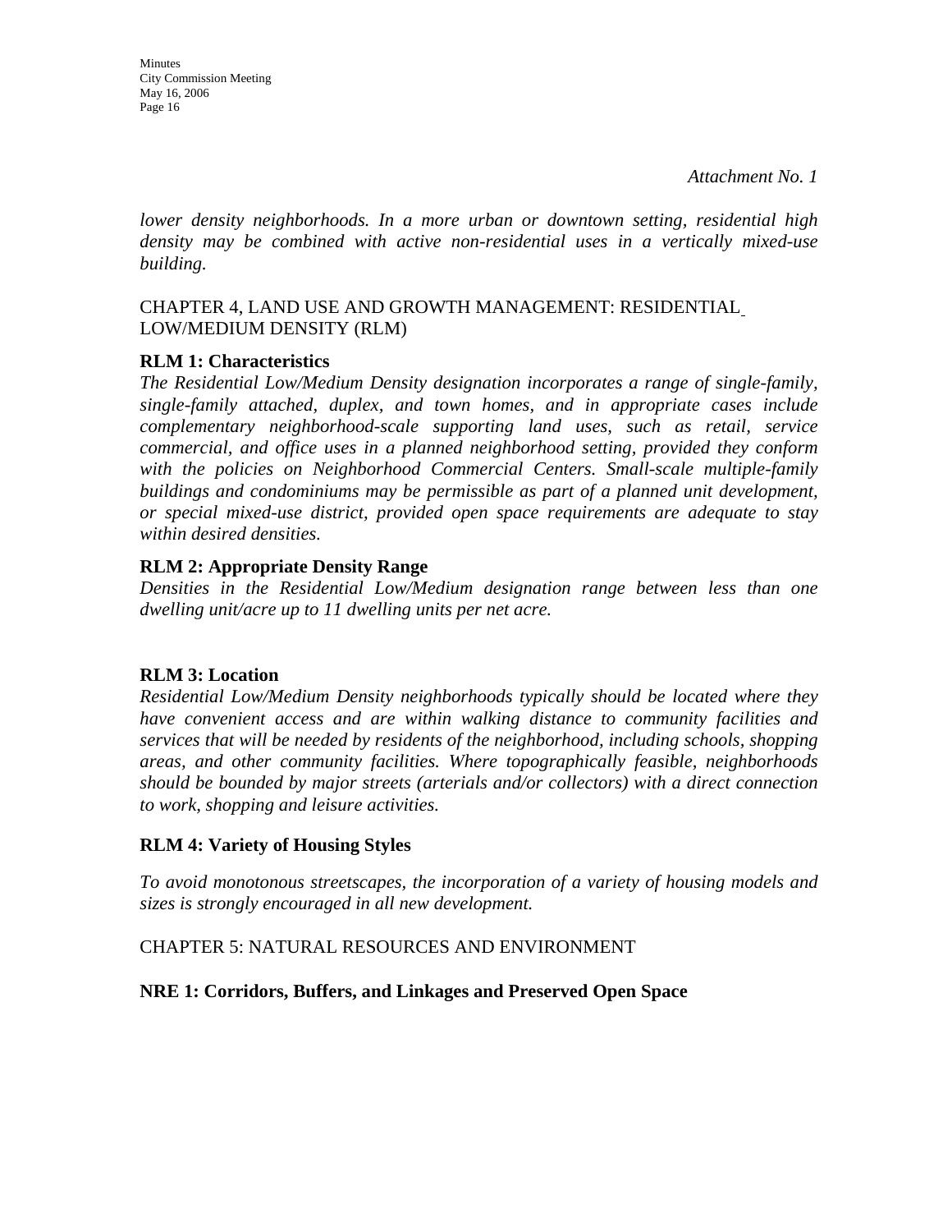*Attachment No. 1*

*lower density neighborhoods. In a more urban or downtown setting, residential high density may be combined with active non-residential uses in a vertically mixed-use building.*

CHAPTER 4, LAND USE AND GROWTH MANAGEMENT: RESIDENTIAL LOW/MEDIUM DENSITY (RLM)

**RLM 1: Characteristics**

*The Residential Low/Medium Density designation incorporates a range of single-family, single-family attached, duplex, and town homes, and in appropriate cases include complementary neighborhood-scale supporting land uses, such as retail, service commercial, and office uses in a planned neighborhood setting, provided they conform with the policies on Neighborhood Commercial Centers. Small-scale multiple-family buildings and condominiums may be permissible as part of a planned unit development, or special mixed-use district, provided open space requirements are adequate to stay within desired densities.*

**RLM 2: Appropriate Density Range**

*Densities in the Residential Low/Medium designation range between less than one dwelling unit/acre up to 11 dwelling units per net acre.*

**RLM 3: Location**

*Residential Low/Medium Density neighborhoods typically should be located where they have convenient access and are within walking distance to community facilities and services that will be needed by residents of the neighborhood, including schools, shopping areas, and other community facilities. Where topographically feasible, neighborhoods should be bounded by major streets (arterials and/or collectors) with a direct connection to work, shopping and leisure activities.*

**RLM 4: Variety of Housing Styles**

*To avoid monotonous streetscapes, the incorporation of a variety of housing models and sizes is strongly encouraged in all new development.*

CHAPTER 5: NATURAL RESOURCES AND ENVIRONMENT

**NRE 1: Corridors, Buffers, and Linkages and Preserved Open Space**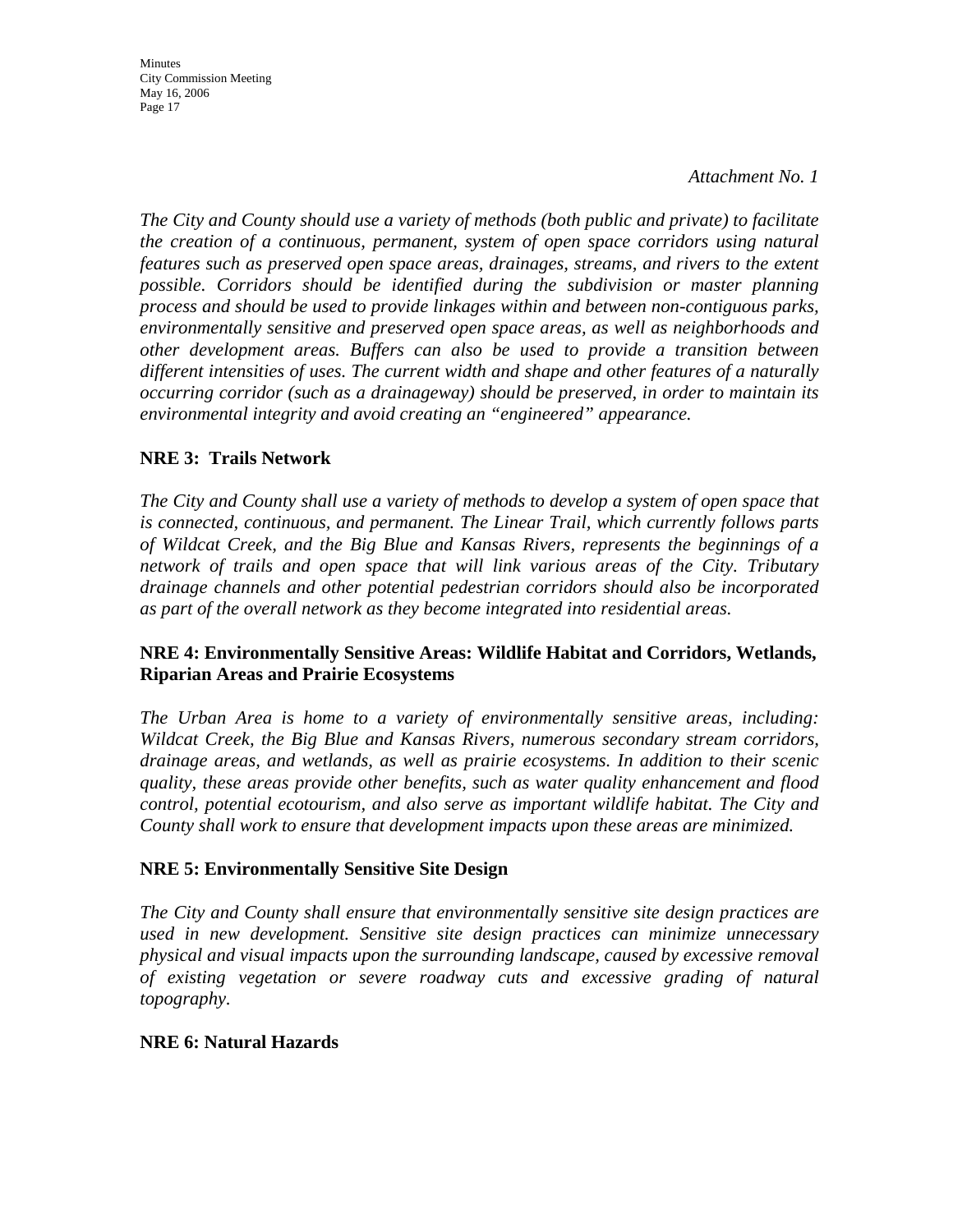*Attachment No. 1*

*The City and County should use a variety of methods (both public and private) to facilitate the creation of a continuous, permanent, system of open space corridors using natural features such as preserved open space areas, drainages, streams, and rivers to the extent possible. Corridors should be identified during the subdivision or master planning process and should be used to provide linkages within and between non-contiguous parks, environmentally sensitive and preserved open space areas, as well as neighborhoods and other development areas. Buffers can also be used to provide a transition between different intensities of uses. The current width and shape and other features of a naturally occurring corridor (such as a drainageway) should be preserved, in order to maintain its environmental integrity and avoid creating an "engineered" appearance.*

**NRE 3: Trails Network**

*The City and County shall use a variety of methods to develop a system of open space that is connected, continuous, and permanent. The Linear Trail, which currently follows parts of Wildcat Creek, and the Big Blue and Kansas Rivers, represents the beginnings of a network of trails and open space that will link various areas of the City. Tributary drainage channels and other potential pedestrian corridors should also be incorporated as part of the overall network as they become integrated into residential areas.*

**NRE 4: Environmentally Sensitive Areas: Wildlife Habitat and Corridors, Wetlands, Riparian Areas and Prairie Ecosystems**

*The Urban Area is home to a variety of environmentally sensitive areas, including: Wildcat Creek, the Big Blue and Kansas Rivers, numerous secondary stream corridors, drainage areas, and wetlands, as well as prairie ecosystems. In addition to their scenic quality, these areas provide other benefits, such as water quality enhancement and flood control, potential ecotourism, and also serve as important wildlife habitat. The City and County shall work to ensure that development impacts upon these areas are minimized.*

**NRE 5: Environmentally Sensitive Site Design**

*The City and County shall ensure that environmentally sensitive site design practices are used in new development. Sensitive site design practices can minimize unnecessary physical and visual impacts upon the surrounding landscape, caused by excessive removal of existing vegetation or severe roadway cuts and excessive grading of natural topography.*

**NRE 6: Natural Hazards**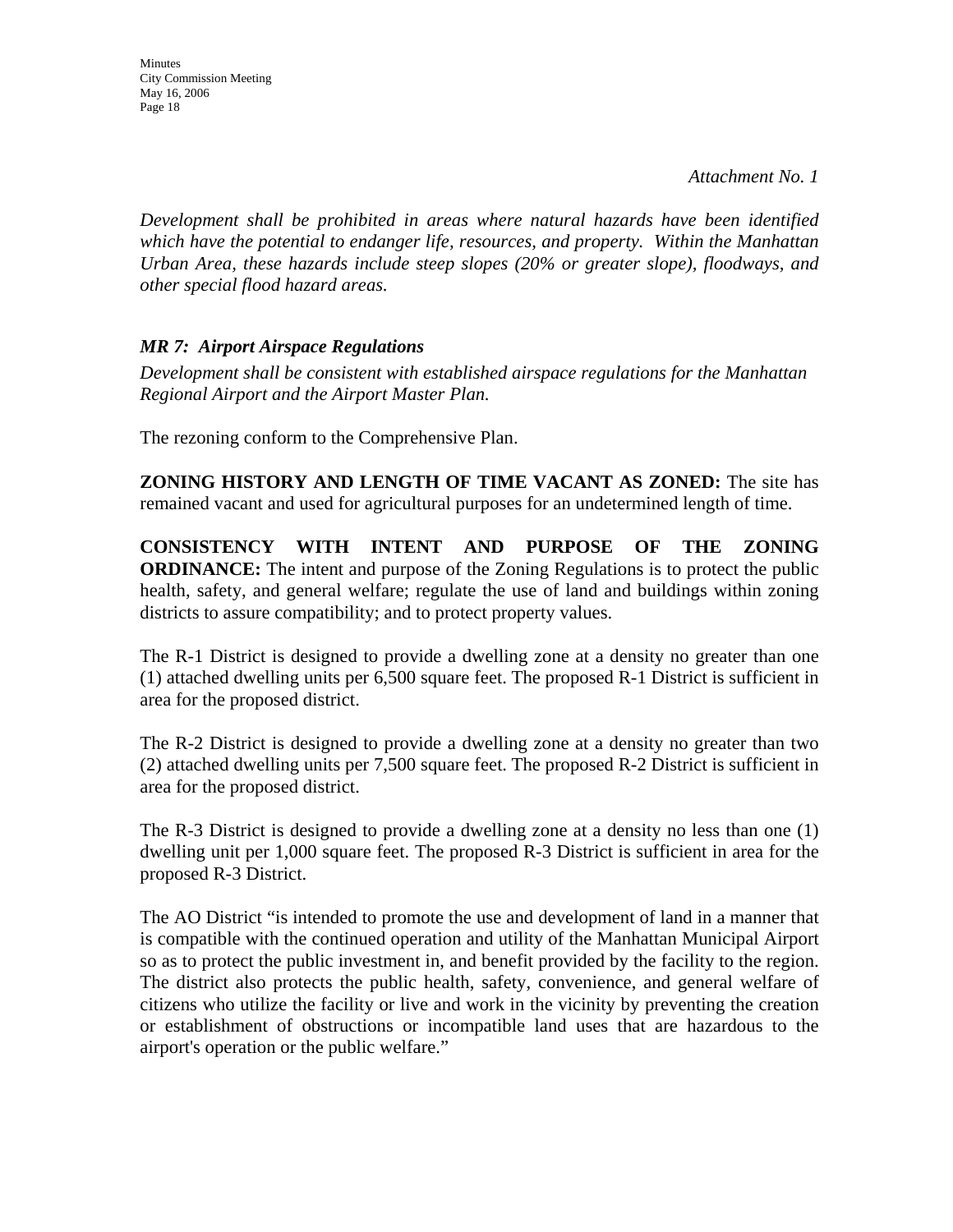*Attachment No. 1*

*Development shall be prohibited in areas where natural hazards have been identified which have the potential to endanger life, resources, and property. Within the Manhattan Urban Area, these hazards include steep slopes (20% or greater slope), floodways, and other special flood hazard areas.*

*MR 7: Airport Airspace Regulations*

*Development shall be consistent with established airspace regulations for the Manhattan Regional Airport and the Airport Master Plan.*

The rezoning conform to the Comprehensive Plan.

**ZONING HISTORY AND LENGTH OF TIME VACANT AS ZONED:** The site has remained vacant and used for agricultural purposes for an undetermined length of time.

**CONSISTENCY WITH INTENT AND PURPOSE OF THE ZONING ORDINANCE:** The intent and purpose of the Zoning Regulations is to protect the public health, safety, and general welfare; regulate the use of land and buildings within zoning districts to assure compatibility; and to protect property values.

The R-1 District is designed to provide a dwelling zone at a density no greater than one (1) attached dwelling units per 6,500 square feet. The proposed R-1 District is sufficient in area for the proposed district.

The R-2 District is designed to provide a dwelling zone at a density no greater than two (2) attached dwelling units per 7,500 square feet. The proposed R-2 District is sufficient in area for the proposed district.

The R-3 District is designed to provide a dwelling zone at a density no less than one (1) dwelling unit per 1,000 square feet. The proposed R-3 District is sufficient in area for the proposed R-3 District.

The AO District "is intended to promote the use and development of land in a manner that is compatible with the continued operation and utility of the Manhattan Municipal Airport so as to protect the public investment in, and benefit provided by the facility to the region. The district also protects the public health, safety, convenience, and general welfare of citizens who utilize the facility or live and work in the vicinity by preventing the creation or establishment of obstructions or incompatible land uses that are hazardous to the airport's operation or the public welfare."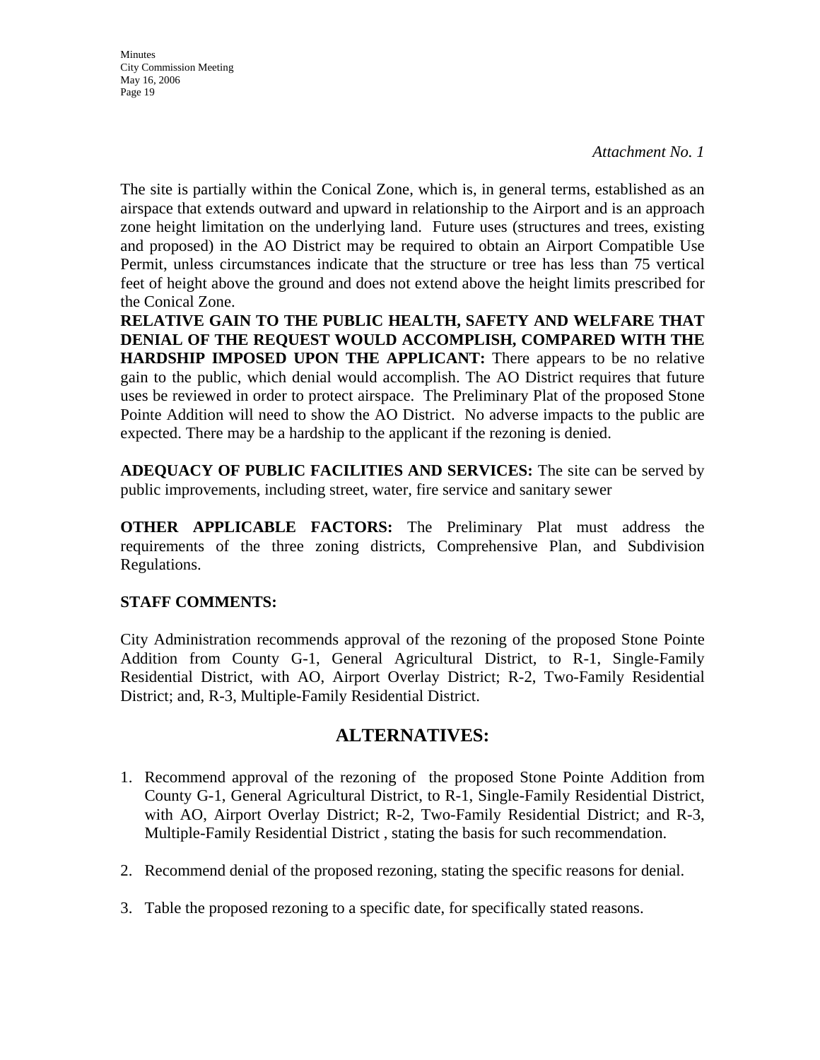*Attachment No. 1*

The site is partially within the Conical Zone, which is, in general terms, established as an airspace that extends outward and upward in relationship to the Airport and is an approach zone height limitation on the underlying land. Future uses (structures and trees, existing and proposed) in the AO District may be required to obtain an Airport Compatible Use Permit, unless circumstances indicate that the structure or tree has less than 75 vertical feet of height above the ground and does not extend above the height limits prescribed for the Conical Zone.

**RELATIVE GAIN TO THE PUBLIC HEALTH, SAFETY AND WELFARE THAT DENIAL OF THE REQUEST WOULD ACCOMPLISH, COMPARED WITH THE HARDSHIP IMPOSED UPON THE APPLICANT:** There appears to be no relative gain to the public, which denial would accomplish. The AO District requires that future uses be reviewed in order to protect airspace. The Preliminary Plat of the proposed Stone Pointe Addition will need to show the AO District. No adverse impacts to the public are expected. There may be a hardship to the applicant if the rezoning is denied.

**ADEQUACY OF PUBLIC FACILITIES AND SERVICES:** The site can be served by public improvements, including street, water, fire service and sanitary sewer

**OTHER APPLICABLE FACTORS:** The Preliminary Plat must address the requirements of the three zoning districts, Comprehensive Plan, and Subdivision Regulations.

**STAFF COMMENTS:**

City Administration recommends approval of the rezoning of the proposed Stone Pointe Addition from County G-1, General Agricultural District, to R-1, Single-Family Residential District, with AO, Airport Overlay District; R-2, Two-Family Residential District; and, R-3, Multiple-Family Residential District.

## ALTERNATIVES:

1. Recommend approval of the rezoning of the proposed Stone Pointe Addition from County G-1, General Agricultural District, to R-1, Single-Family Residential District, with AO, Airport Overlay District; R-2, Two-Family Residential District; and R-3, Multiple-Family Residential District , stating the basis for such recommendation.

2. Recommend denial of the proposed rezoning, stating the specific reasons for denial.

3. Table the proposed rezoning to a specific date, for specifically stated reasons.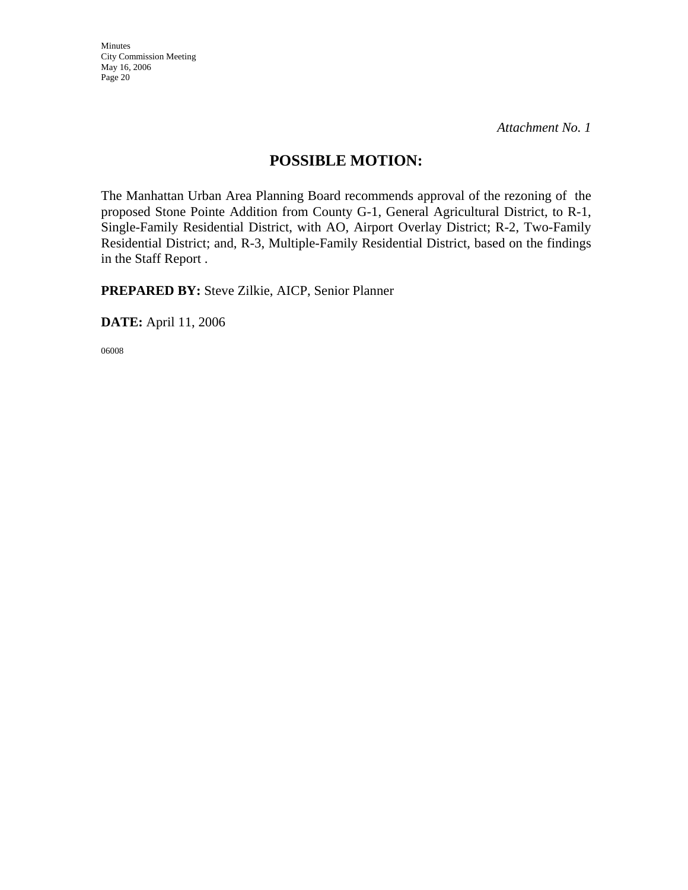*Attachment No. 1*

## POSSIBLE MOTION:

The Manhattan Urban Area Planning Board recommends approval of the rezoning of the proposed Stone Pointe Addition from County G-1, General Agricultural District, to R-1, Single-Family Residential District, with AO, Airport Overlay District; R-2, Two-Family Residential District; and, R-3, Multiple-Family Residential District, based on the findings in the Staff Report .

**PREPARED BY:** Steve Zilkie, AICP, Senior Planner

**DATE:** April 11, 2006

06008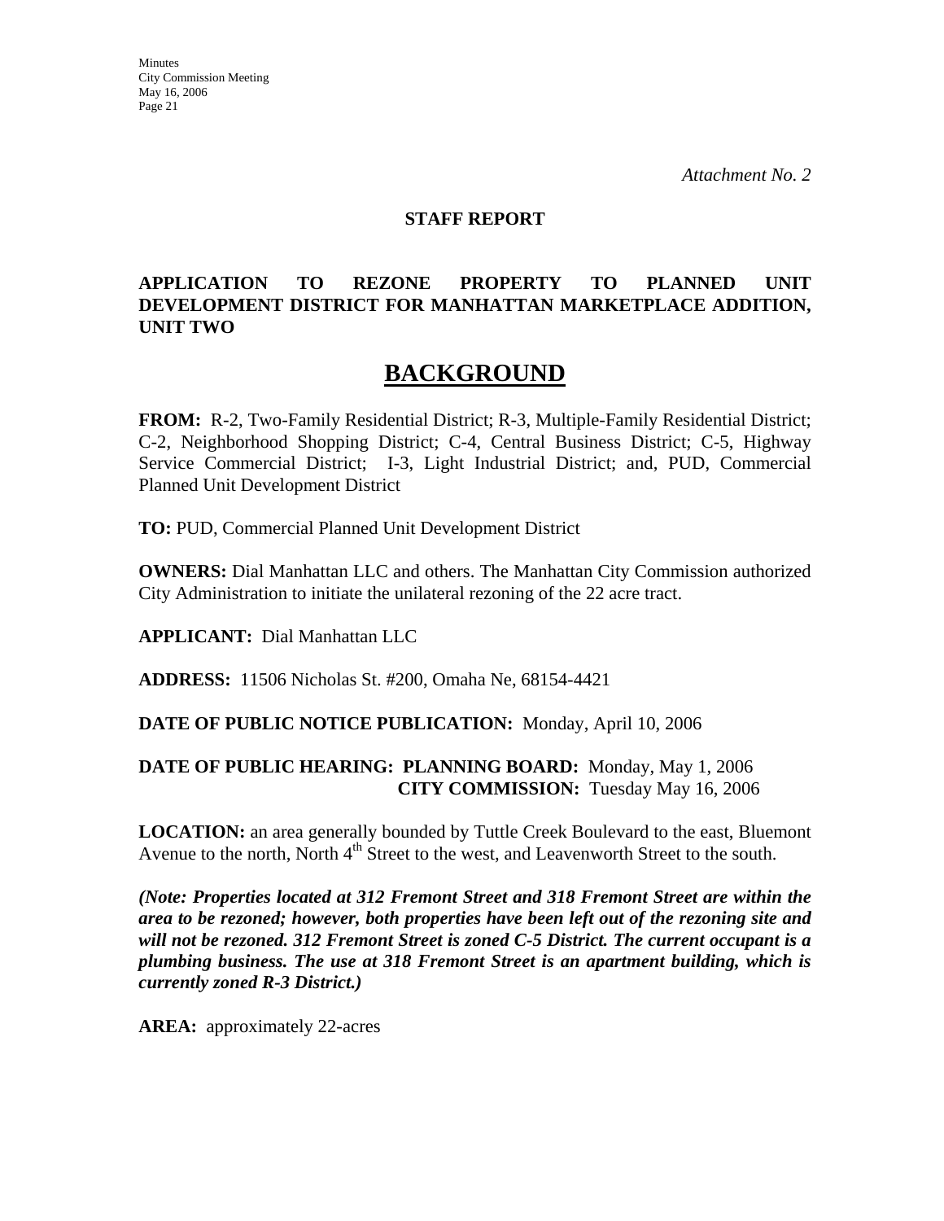*Attachment No. 2*

**STAFF REPORT**

**APPLICATION TO REZONE PROPERTY TO PLANNED UNIT DEVELOPMENT DISTRICT FOR MANHATTAN MARKETPLACE ADDITION, UNIT TWO**

# BACKGROUND

**FROM:** R-2, Two-Family Residential District; R-3, Multiple-Family Residential District; C-2, Neighborhood Shopping District; C-4, Central Business District; C-5, Highway Service Commercial District; I-3, Light Industrial District; and, PUD, Commercial Planned Unit Development District

**TO:** PUD, Commercial Planned Unit Development District

**OWNERS:** Dial Manhattan LLC and others. The Manhattan City Commission authorized City Administration to initiate the unilateral rezoning of the 22 acre tract.

**APPLICANT:** Dial Manhattan LLC

**ADDRESS:** 11506 Nicholas St. #200, Omaha Ne, 68154-4421

**DATE OF PUBLIC NOTICE PUBLICATION:** Monday, April 10, 2006

**DATE OF PUBLIC HEARING: PLANNING BOARD:** Monday, May 1, 2006
**CITY COMMISSION:** Tuesday May 16, 2006

**LOCATION:** an area generally bounded by Tuttle Creek Boulevard to the east, Bluemont Avenue to the north, North 4th Street to the west, and Leavenworth Street to the south.

***(Note: Properties located at 312 Fremont Street and 318 Fremont Street are within the area to be rezoned; however, both properties have been left out of the rezoning site and will not be rezoned. 312 Fremont Street is zoned C-5 District. The current occupant is a plumbing business. The use at 318 Fremont Street is an apartment building, which is currently zoned R-3 District.)***

**AREA:** approximately 22-acres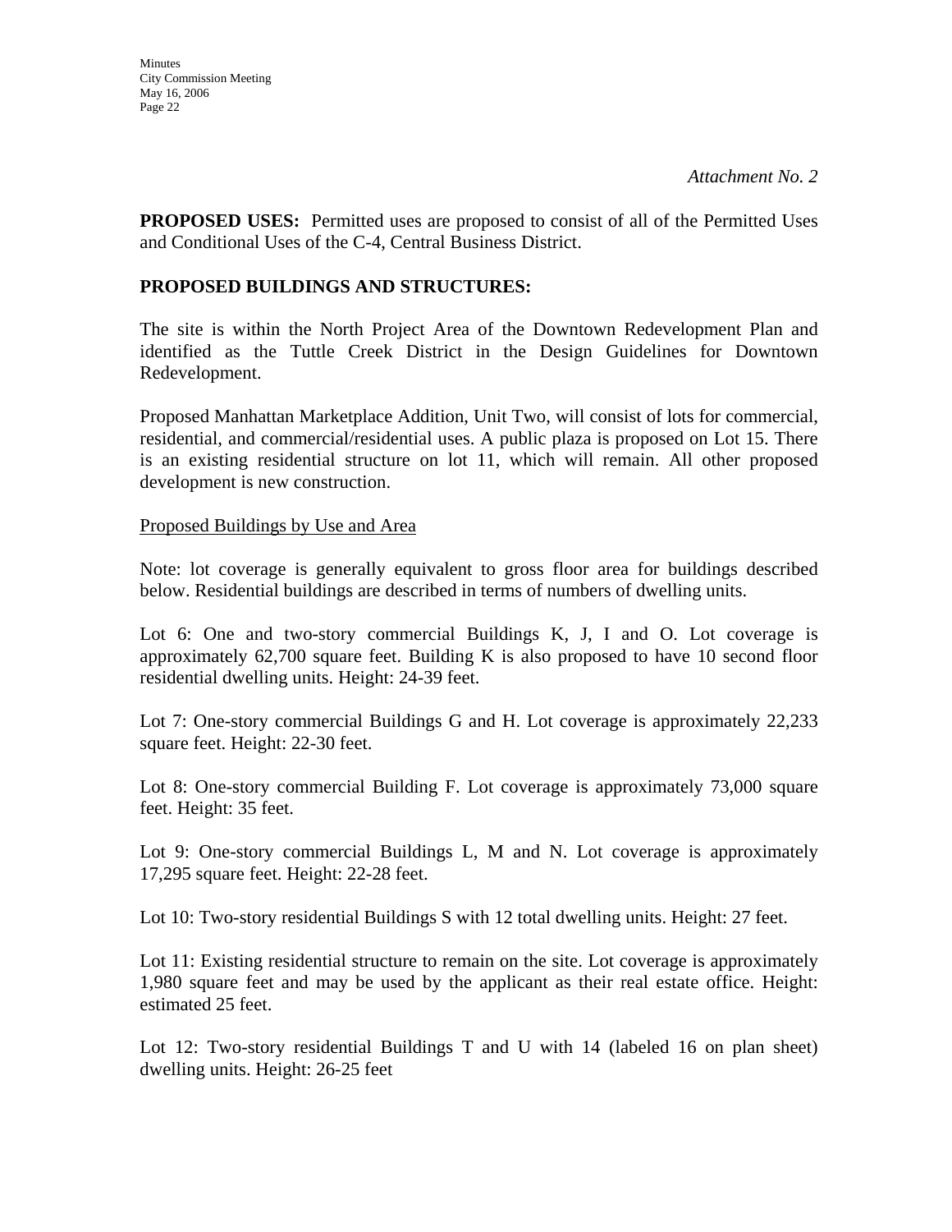*Attachment No. 2*

**PROPOSED USES:** Permitted uses are proposed to consist of all of the Permitted Uses and Conditional Uses of the C-4, Central Business District.

**PROPOSED BUILDINGS AND STRUCTURES:**

The site is within the North Project Area of the Downtown Redevelopment Plan and identified as the Tuttle Creek District in the Design Guidelines for Downtown Redevelopment.

Proposed Manhattan Marketplace Addition, Unit Two, will consist of lots for commercial, residential, and commercial/residential uses. A public plaza is proposed on Lot 15. There is an existing residential structure on lot 11, which will remain. All other proposed development is new construction.

<u>Proposed Buildings by Use and Area</u>

Note: lot coverage is generally equivalent to gross floor area for buildings described below. Residential buildings are described in terms of numbers of dwelling units.

Lot 6: One and two-story commercial Buildings K, J, I and O. Lot coverage is approximately 62,700 square feet. Building K is also proposed to have 10 second floor residential dwelling units. Height: 24-39 feet.

Lot 7: One-story commercial Buildings G and H. Lot coverage is approximately 22,233 square feet. Height: 22-30 feet.

Lot 8: One-story commercial Building F. Lot coverage is approximately 73,000 square feet. Height: 35 feet.

Lot 9: One-story commercial Buildings L, M and N. Lot coverage is approximately 17,295 square feet. Height: 22-28 feet.

Lot 10: Two-story residential Buildings S with 12 total dwelling units. Height: 27 feet.

Lot 11: Existing residential structure to remain on the site. Lot coverage is approximately 1,980 square feet and may be used by the applicant as their real estate office. Height: estimated 25 feet.

Lot 12: Two-story residential Buildings T and U with 14 (labeled 16 on plan sheet) dwelling units. Height: 26-25 feet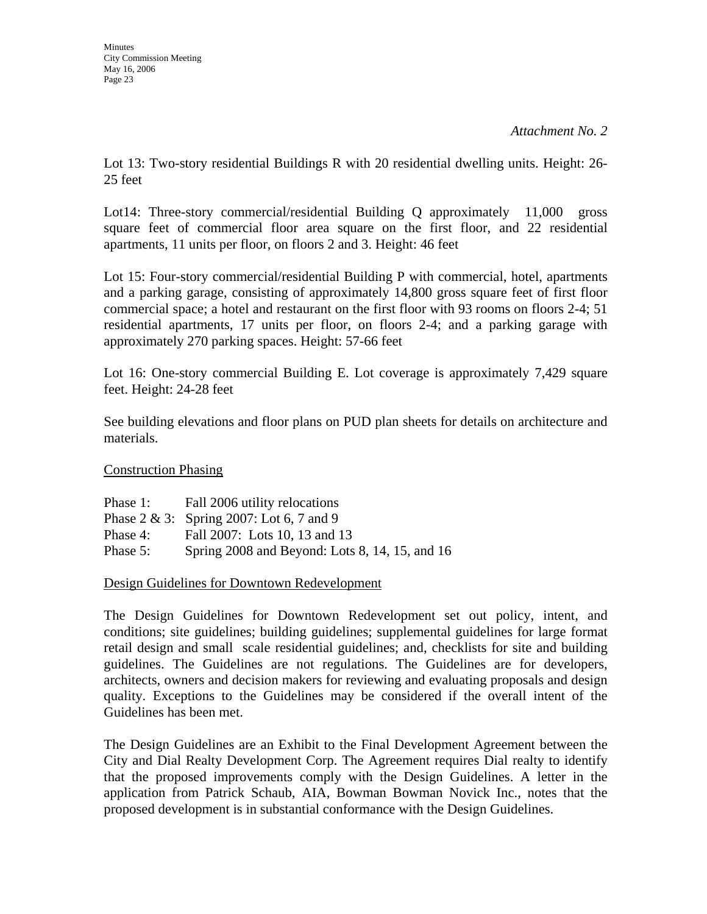*Attachment No. 2*

Lot 13: Two-story residential Buildings R with 20 residential dwelling units. Height: 26-25 feet

Lot14: Three-story commercial/residential Building Q approximately 11,000 gross square feet of commercial floor area square on the first floor, and 22 residential apartments, 11 units per floor, on floors 2 and 3. Height: 46 feet

Lot 15: Four-story commercial/residential Building P with commercial, hotel, apartments and a parking garage, consisting of approximately 14,800 gross square feet of first floor commercial space; a hotel and restaurant on the first floor with 93 rooms on floors 2-4; 51 residential apartments, 17 units per floor, on floors 2-4; and a parking garage with approximately 270 parking spaces. Height: 57-66 feet

Lot 16: One-story commercial Building E. Lot coverage is approximately 7,429 square feet. Height: 24-28 feet

See building elevations and floor plans on PUD plan sheets for details on architecture and materials.

Construction Phasing

Phase 1: Fall 2006 utility relocations
Phase 2 & 3: Spring 2007: Lot 6, 7 and 9
Phase 4: Fall 2007: Lots 10, 13 and 13
Phase 5: Spring 2008 and Beyond: Lots 8, 14, 15, and 16

Design Guidelines for Downtown Redevelopment

The Design Guidelines for Downtown Redevelopment set out policy, intent, and conditions; site guidelines; building guidelines; supplemental guidelines for large format retail design and small scale residential guidelines; and, checklists for site and building guidelines. The Guidelines are not regulations. The Guidelines are for developers, architects, owners and decision makers for reviewing and evaluating proposals and design quality. Exceptions to the Guidelines may be considered if the overall intent of the Guidelines has been met.

The Design Guidelines are an Exhibit to the Final Development Agreement between the City and Dial Realty Development Corp. The Agreement requires Dial realty to identify that the proposed improvements comply with the Design Guidelines. A letter in the application from Patrick Schaub, AIA, Bowman Bowman Novick Inc., notes that the proposed development is in substantial conformance with the Design Guidelines.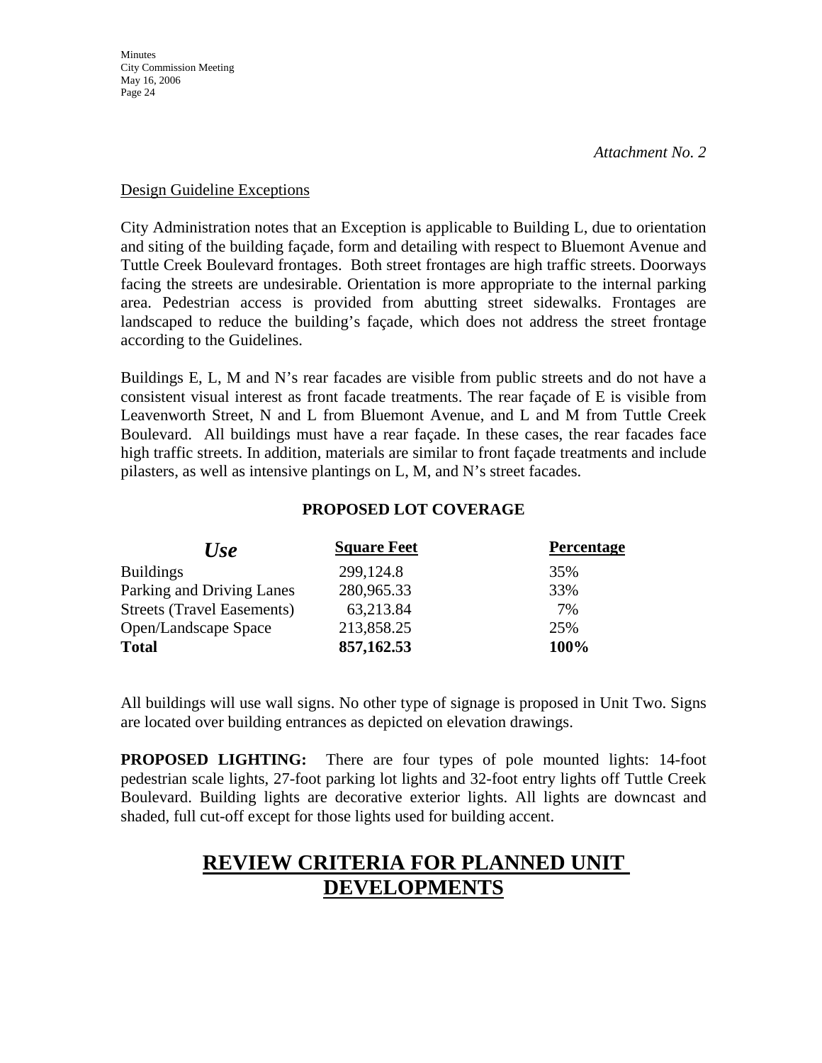*Attachment No. 2*

Design Guideline Exceptions

City Administration notes that an Exception is applicable to Building L, due to orientation and siting of the building façade, form and detailing with respect to Bluemont Avenue and Tuttle Creek Boulevard frontages. Both street frontages are high traffic streets. Doorways facing the streets are undesirable. Orientation is more appropriate to the internal parking area. Pedestrian access is provided from abutting street sidewalks. Frontages are landscaped to reduce the building's façade, which does not address the street frontage according to the Guidelines.

Buildings E, L, M and N's rear facades are visible from public streets and do not have a consistent visual interest as front facade treatments. The rear façade of E is visible from Leavenworth Street, N and L from Bluemont Avenue, and L and M from Tuttle Creek Boulevard. All buildings must have a rear façade. In these cases, the rear facades face high traffic streets. In addition, materials are similar to front façade treatments and include pilasters, as well as intensive plantings on L, M, and N's street facades.

**PROPOSED LOT COVERAGE**

| *Use* | Square Feet | Percentage |
|---|---|---|
| Buildings | 299,124.8 | 35% |
| Parking and Driving Lanes | 280,965.33 | 33% |
| Streets (Travel Easements) | 63,213.84 | 7% |
| Open/Landscape Space | 213,858.25 | 25% |
| **Total** | **857,162.53** | **100%** |

All buildings will use wall signs. No other type of signage is proposed in Unit Two. Signs are located over building entrances as depicted on elevation drawings.

**PROPOSED LIGHTING:** There are four types of pole mounted lights: 14-foot pedestrian scale lights, 27-foot parking lot lights and 32-foot entry lights off Tuttle Creek Boulevard. Building lights are decorative exterior lights. All lights are downcast and shaded, full cut-off except for those lights used for building accent.

# REVIEW CRITERIA FOR PLANNED UNIT DEVELOPMENTS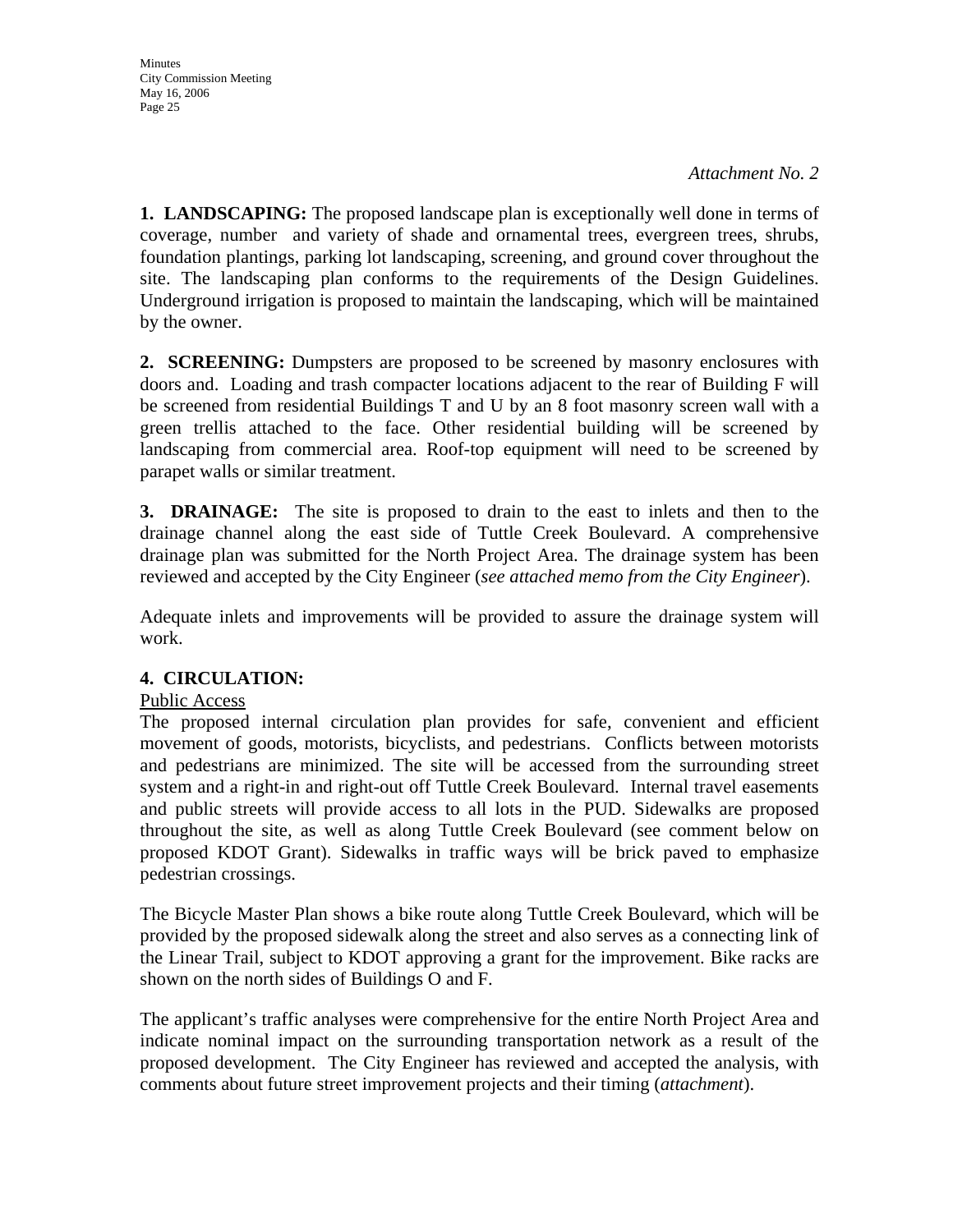*Attachment No. 2*

**1. LANDSCAPING:** The proposed landscape plan is exceptionally well done in terms of coverage, number and variety of shade and ornamental trees, evergreen trees, shrubs, foundation plantings, parking lot landscaping, screening, and ground cover throughout the site. The landscaping plan conforms to the requirements of the Design Guidelines. Underground irrigation is proposed to maintain the landscaping, which will be maintained by the owner.

**2. SCREENING:** Dumpsters are proposed to be screened by masonry enclosures with doors and. Loading and trash compacter locations adjacent to the rear of Building F will be screened from residential Buildings T and U by an 8 foot masonry screen wall with a green trellis attached to the face. Other residential building will be screened by landscaping from commercial area. Roof-top equipment will need to be screened by parapet walls or similar treatment.

**3. DRAINAGE:** The site is proposed to drain to the east to inlets and then to the drainage channel along the east side of Tuttle Creek Boulevard. A comprehensive drainage plan was submitted for the North Project Area. The drainage system has been reviewed and accepted by the City Engineer (*see attached memo from the City Engineer*).

Adequate inlets and improvements will be provided to assure the drainage system will work.

**4. CIRCULATION:**

<u>Public Access</u>

The proposed internal circulation plan provides for safe, convenient and efficient movement of goods, motorists, bicyclists, and pedestrians. Conflicts between motorists and pedestrians are minimized. The site will be accessed from the surrounding street system and a right-in and right-out off Tuttle Creek Boulevard. Internal travel easements and public streets will provide access to all lots in the PUD. Sidewalks are proposed throughout the site, as well as along Tuttle Creek Boulevard (see comment below on proposed KDOT Grant). Sidewalks in traffic ways will be brick paved to emphasize pedestrian crossings.

The Bicycle Master Plan shows a bike route along Tuttle Creek Boulevard, which will be provided by the proposed sidewalk along the street and also serves as a connecting link of the Linear Trail, subject to KDOT approving a grant for the improvement. Bike racks are shown on the north sides of Buildings O and F.

The applicant's traffic analyses were comprehensive for the entire North Project Area and indicate nominal impact on the surrounding transportation network as a result of the proposed development. The City Engineer has reviewed and accepted the analysis, with comments about future street improvement projects and their timing (*attachment*).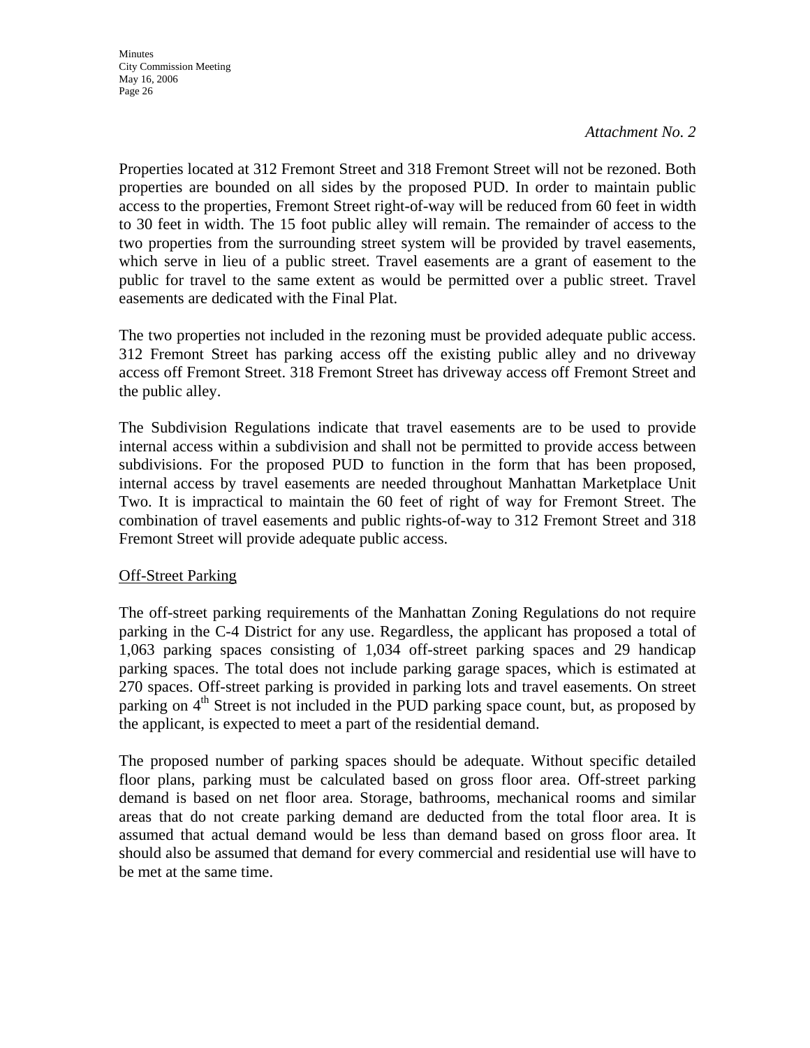*Attachment No. 2*

Properties located at 312 Fremont Street and 318 Fremont Street will not be rezoned. Both properties are bounded on all sides by the proposed PUD. In order to maintain public access to the properties, Fremont Street right-of-way will be reduced from 60 feet in width to 30 feet in width. The 15 foot public alley will remain. The remainder of access to the two properties from the surrounding street system will be provided by travel easements, which serve in lieu of a public street. Travel easements are a grant of easement to the public for travel to the same extent as would be permitted over a public street. Travel easements are dedicated with the Final Plat.

The two properties not included in the rezoning must be provided adequate public access. 312 Fremont Street has parking access off the existing public alley and no driveway access off Fremont Street. 318 Fremont Street has driveway access off Fremont Street and the public alley.

The Subdivision Regulations indicate that travel easements are to be used to provide internal access within a subdivision and shall not be permitted to provide access between subdivisions. For the proposed PUD to function in the form that has been proposed, internal access by travel easements are needed throughout Manhattan Marketplace Unit Two. It is impractical to maintain the 60 feet of right of way for Fremont Street. The combination of travel easements and public rights-of-way to 312 Fremont Street and 318 Fremont Street will provide adequate public access.

<u>Off-Street Parking</u>

The off-street parking requirements of the Manhattan Zoning Regulations do not require parking in the C-4 District for any use. Regardless, the applicant has proposed a total of 1,063 parking spaces consisting of 1,034 off-street parking spaces and 29 handicap parking spaces. The total does not include parking garage spaces, which is estimated at 270 spaces. Off-street parking is provided in parking lots and travel easements. On street parking on 4th Street is not included in the PUD parking space count, but, as proposed by the applicant, is expected to meet a part of the residential demand.

The proposed number of parking spaces should be adequate. Without specific detailed floor plans, parking must be calculated based on gross floor area. Off-street parking demand is based on net floor area. Storage, bathrooms, mechanical rooms and similar areas that do not create parking demand are deducted from the total floor area. It is assumed that actual demand would be less than demand based on gross floor area. It should also be assumed that demand for every commercial and residential use will have to be met at the same time.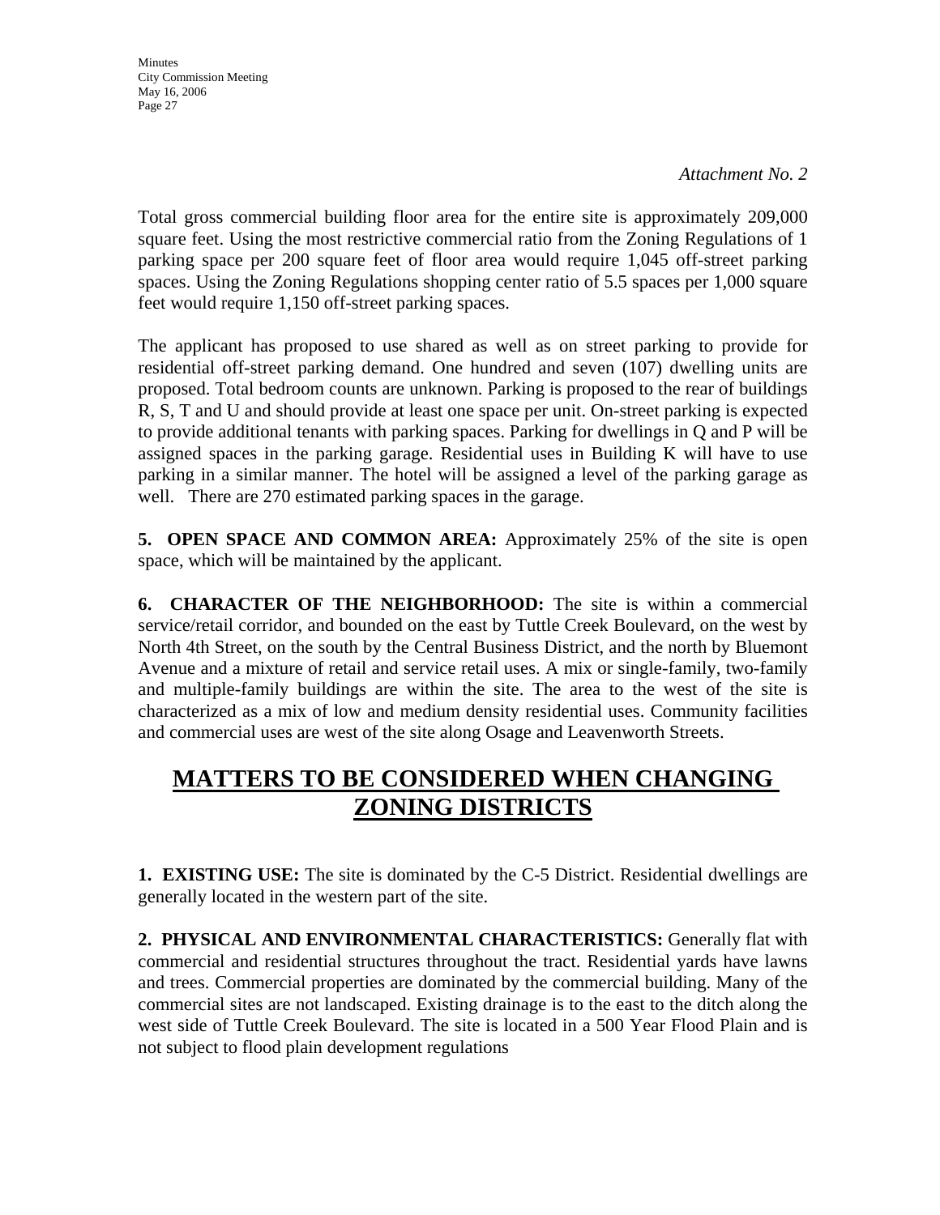*Attachment No. 2*

Total gross commercial building floor area for the entire site is approximately 209,000 square feet. Using the most restrictive commercial ratio from the Zoning Regulations of 1 parking space per 200 square feet of floor area would require 1,045 off-street parking spaces. Using the Zoning Regulations shopping center ratio of 5.5 spaces per 1,000 square feet would require 1,150 off-street parking spaces.

The applicant has proposed to use shared as well as on street parking to provide for residential off-street parking demand. One hundred and seven (107) dwelling units are proposed. Total bedroom counts are unknown. Parking is proposed to the rear of buildings R, S, T and U and should provide at least one space per unit. On-street parking is expected to provide additional tenants with parking spaces. Parking for dwellings in Q and P will be assigned spaces in the parking garage. Residential uses in Building K will have to use parking in a similar manner. The hotel will be assigned a level of the parking garage as well. There are 270 estimated parking spaces in the garage.

**5. OPEN SPACE AND COMMON AREA:** Approximately 25% of the site is open space, which will be maintained by the applicant.

**6. CHARACTER OF THE NEIGHBORHOOD:** The site is within a commercial service/retail corridor, and bounded on the east by Tuttle Creek Boulevard, on the west by North 4th Street, on the south by the Central Business District, and the north by Bluemont Avenue and a mixture of retail and service retail uses. A mix or single-family, two-family and multiple-family buildings are within the site. The area to the west of the site is characterized as a mix of low and medium density residential uses. Community facilities and commercial uses are west of the site along Osage and Leavenworth Streets.

## MATTERS TO BE CONSIDERED WHEN CHANGING ZONING DISTRICTS

**1. EXISTING USE:** The site is dominated by the C-5 District. Residential dwellings are generally located in the western part of the site.

**2. PHYSICAL AND ENVIRONMENTAL CHARACTERISTICS:** Generally flat with commercial and residential structures throughout the tract. Residential yards have lawns and trees. Commercial properties are dominated by the commercial building. Many of the commercial sites are not landscaped. Existing drainage is to the east to the ditch along the west side of Tuttle Creek Boulevard. The site is located in a 500 Year Flood Plain and is not subject to flood plain development regulations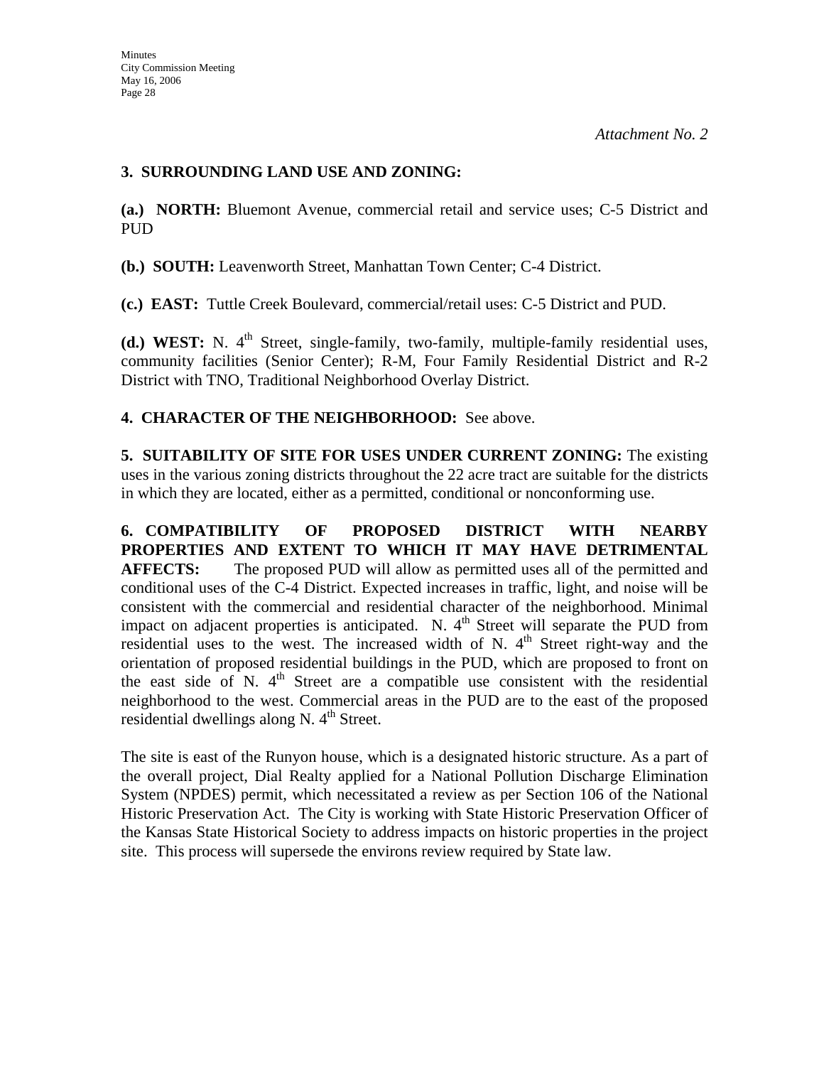*Attachment No. 2*

**3. SURROUNDING LAND USE AND ZONING:**

**(a.) NORTH:** Bluemont Avenue, commercial retail and service uses; C-5 District and PUD

**(b.) SOUTH:** Leavenworth Street, Manhattan Town Center; C-4 District.

**(c.) EAST:** Tuttle Creek Boulevard, commercial/retail uses: C-5 District and PUD.

**(d.) WEST:** N. 4th Street, single-family, two-family, multiple-family residential uses, community facilities (Senior Center); R-M, Four Family Residential District and R-2 District with TNO, Traditional Neighborhood Overlay District.

**4. CHARACTER OF THE NEIGHBORHOOD:** See above.

**5. SUITABILITY OF SITE FOR USES UNDER CURRENT ZONING:** The existing uses in the various zoning districts throughout the 22 acre tract are suitable for the districts in which they are located, either as a permitted, conditional or nonconforming use.

**6. COMPATIBILITY OF PROPOSED DISTRICT WITH NEARBY PROPERTIES AND EXTENT TO WHICH IT MAY HAVE DETRIMENTAL AFFECTS:** The proposed PUD will allow as permitted uses all of the permitted and conditional uses of the C-4 District. Expected increases in traffic, light, and noise will be consistent with the commercial and residential character of the neighborhood. Minimal impact on adjacent properties is anticipated. N. 4th Street will separate the PUD from residential uses to the west. The increased width of N. 4th Street right-way and the orientation of proposed residential buildings in the PUD, which are proposed to front on the east side of N. 4th Street are a compatible use consistent with the residential neighborhood to the west. Commercial areas in the PUD are to the east of the proposed residential dwellings along N. 4th Street.

The site is east of the Runyon house, which is a designated historic structure. As a part of the overall project, Dial Realty applied for a National Pollution Discharge Elimination System (NPDES) permit, which necessitated a review as per Section 106 of the National Historic Preservation Act. The City is working with State Historic Preservation Officer of the Kansas State Historical Society to address impacts on historic properties in the project site. This process will supersede the environs review required by State law.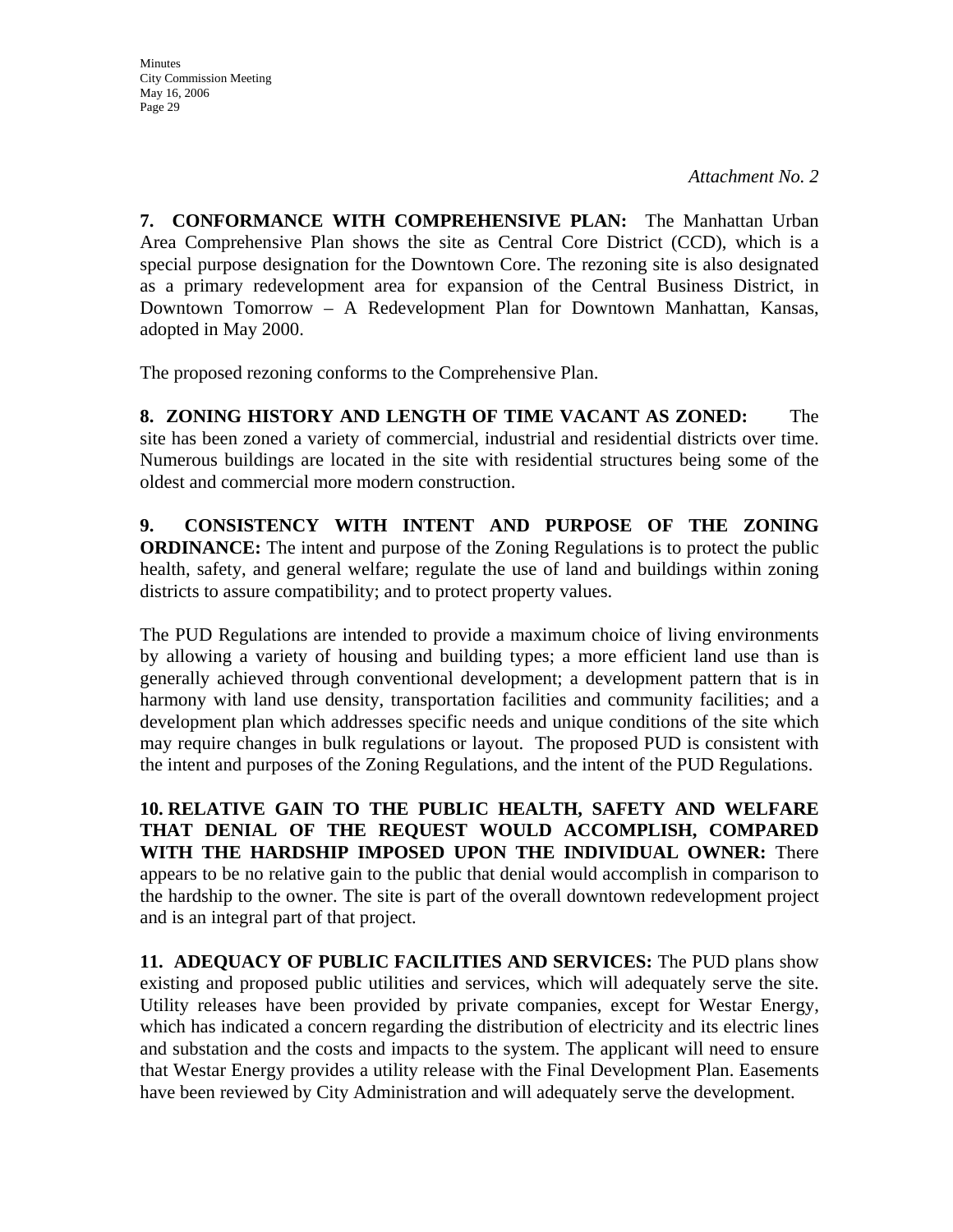*Attachment No. 2*

**7. CONFORMANCE WITH COMPREHENSIVE PLAN:** The Manhattan Urban Area Comprehensive Plan shows the site as Central Core District (CCD), which is a special purpose designation for the Downtown Core. The rezoning site is also designated as a primary redevelopment area for expansion of the Central Business District, in Downtown Tomorrow – A Redevelopment Plan for Downtown Manhattan, Kansas, adopted in May 2000.

The proposed rezoning conforms to the Comprehensive Plan.

**8. ZONING HISTORY AND LENGTH OF TIME VACANT AS ZONED:** The site has been zoned a variety of commercial, industrial and residential districts over time. Numerous buildings are located in the site with residential structures being some of the oldest and commercial more modern construction.

**9. CONSISTENCY WITH INTENT AND PURPOSE OF THE ZONING ORDINANCE:** The intent and purpose of the Zoning Regulations is to protect the public health, safety, and general welfare; regulate the use of land and buildings within zoning districts to assure compatibility; and to protect property values.

The PUD Regulations are intended to provide a maximum choice of living environments by allowing a variety of housing and building types; a more efficient land use than is generally achieved through conventional development; a development pattern that is in harmony with land use density, transportation facilities and community facilities; and a development plan which addresses specific needs and unique conditions of the site which may require changes in bulk regulations or layout. The proposed PUD is consistent with the intent and purposes of the Zoning Regulations, and the intent of the PUD Regulations.

**10. RELATIVE GAIN TO THE PUBLIC HEALTH, SAFETY AND WELFARE THAT DENIAL OF THE REQUEST WOULD ACCOMPLISH, COMPARED WITH THE HARDSHIP IMPOSED UPON THE INDIVIDUAL OWNER:** There appears to be no relative gain to the public that denial would accomplish in comparison to the hardship to the owner. The site is part of the overall downtown redevelopment project and is an integral part of that project.

**11. ADEQUACY OF PUBLIC FACILITIES AND SERVICES:** The PUD plans show existing and proposed public utilities and services, which will adequately serve the site. Utility releases have been provided by private companies, except for Westar Energy, which has indicated a concern regarding the distribution of electricity and its electric lines and substation and the costs and impacts to the system. The applicant will need to ensure that Westar Energy provides a utility release with the Final Development Plan. Easements have been reviewed by City Administration and will adequately serve the development.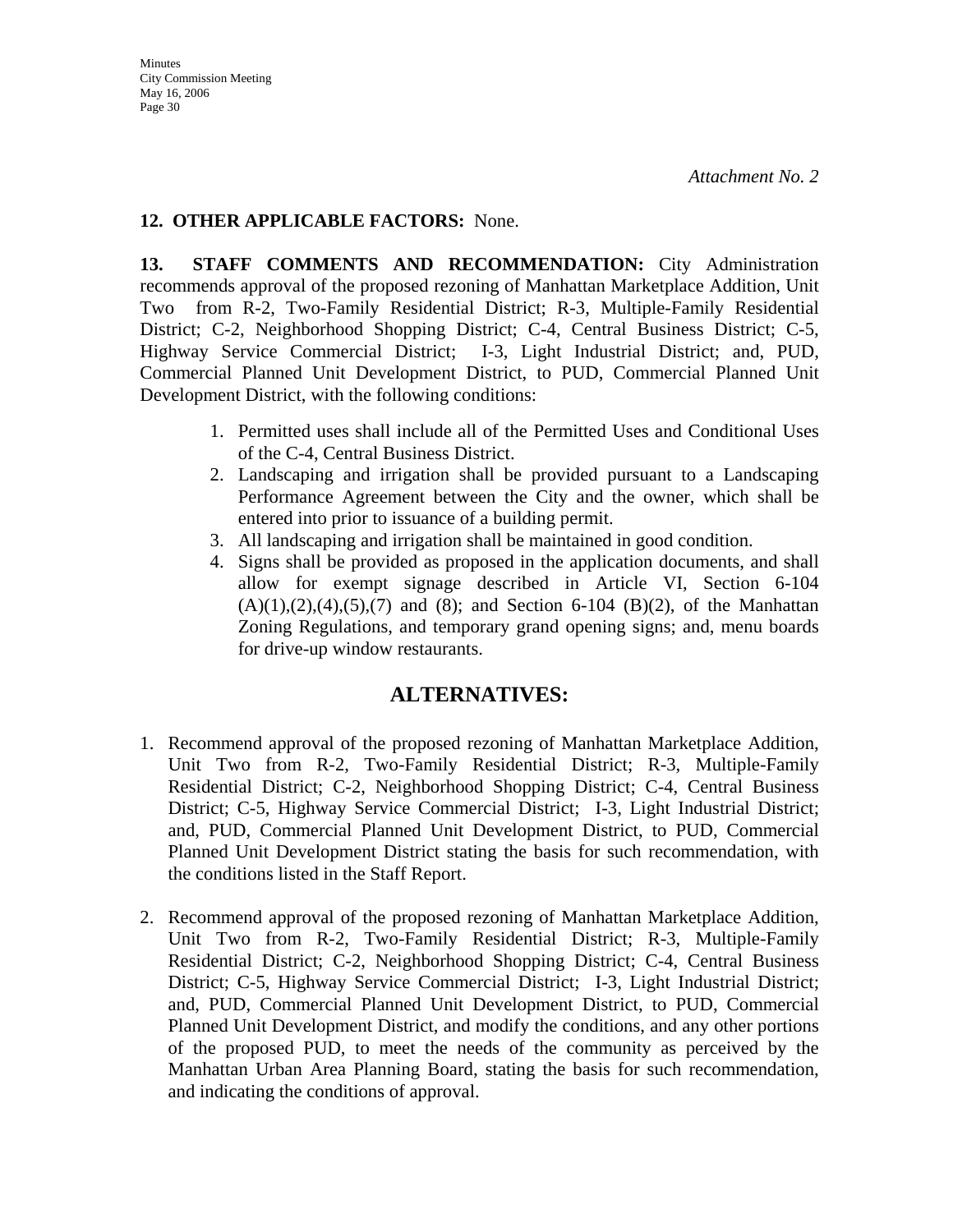*Attachment No. 2*

**12. OTHER APPLICABLE FACTORS:** None.

**13. STAFF COMMENTS AND RECOMMENDATION:** City Administration recommends approval of the proposed rezoning of Manhattan Marketplace Addition, Unit Two from R-2, Two-Family Residential District; R-3, Multiple-Family Residential District; C-2, Neighborhood Shopping District; C-4, Central Business District; C-5, Highway Service Commercial District; I-3, Light Industrial District; and, PUD, Commercial Planned Unit Development District, to PUD, Commercial Planned Unit Development District, with the following conditions:

1. Permitted uses shall include all of the Permitted Uses and Conditional Uses of the C-4, Central Business District.
2. Landscaping and irrigation shall be provided pursuant to a Landscaping Performance Agreement between the City and the owner, which shall be entered into prior to issuance of a building permit.
3. All landscaping and irrigation shall be maintained in good condition.
4. Signs shall be provided as proposed in the application documents, and shall allow for exempt signage described in Article VI, Section 6-104 (A)(1),(2),(4),(5),(7) and (8); and Section 6-104 (B)(2), of the Manhattan Zoning Regulations, and temporary grand opening signs; and, menu boards for drive-up window restaurants.

## ALTERNATIVES:

1. Recommend approval of the proposed rezoning of Manhattan Marketplace Addition, Unit Two from R-2, Two-Family Residential District; R-3, Multiple-Family Residential District; C-2, Neighborhood Shopping District; C-4, Central Business District; C-5, Highway Service Commercial District; I-3, Light Industrial District; and, PUD, Commercial Planned Unit Development District, to PUD, Commercial Planned Unit Development District stating the basis for such recommendation, with the conditions listed in the Staff Report.

2. Recommend approval of the proposed rezoning of Manhattan Marketplace Addition, Unit Two from R-2, Two-Family Residential District; R-3, Multiple-Family Residential District; C-2, Neighborhood Shopping District; C-4, Central Business District; C-5, Highway Service Commercial District; I-3, Light Industrial District; and, PUD, Commercial Planned Unit Development District, to PUD, Commercial Planned Unit Development District, and modify the conditions, and any other portions of the proposed PUD, to meet the needs of the community as perceived by the Manhattan Urban Area Planning Board, stating the basis for such recommendation, and indicating the conditions of approval.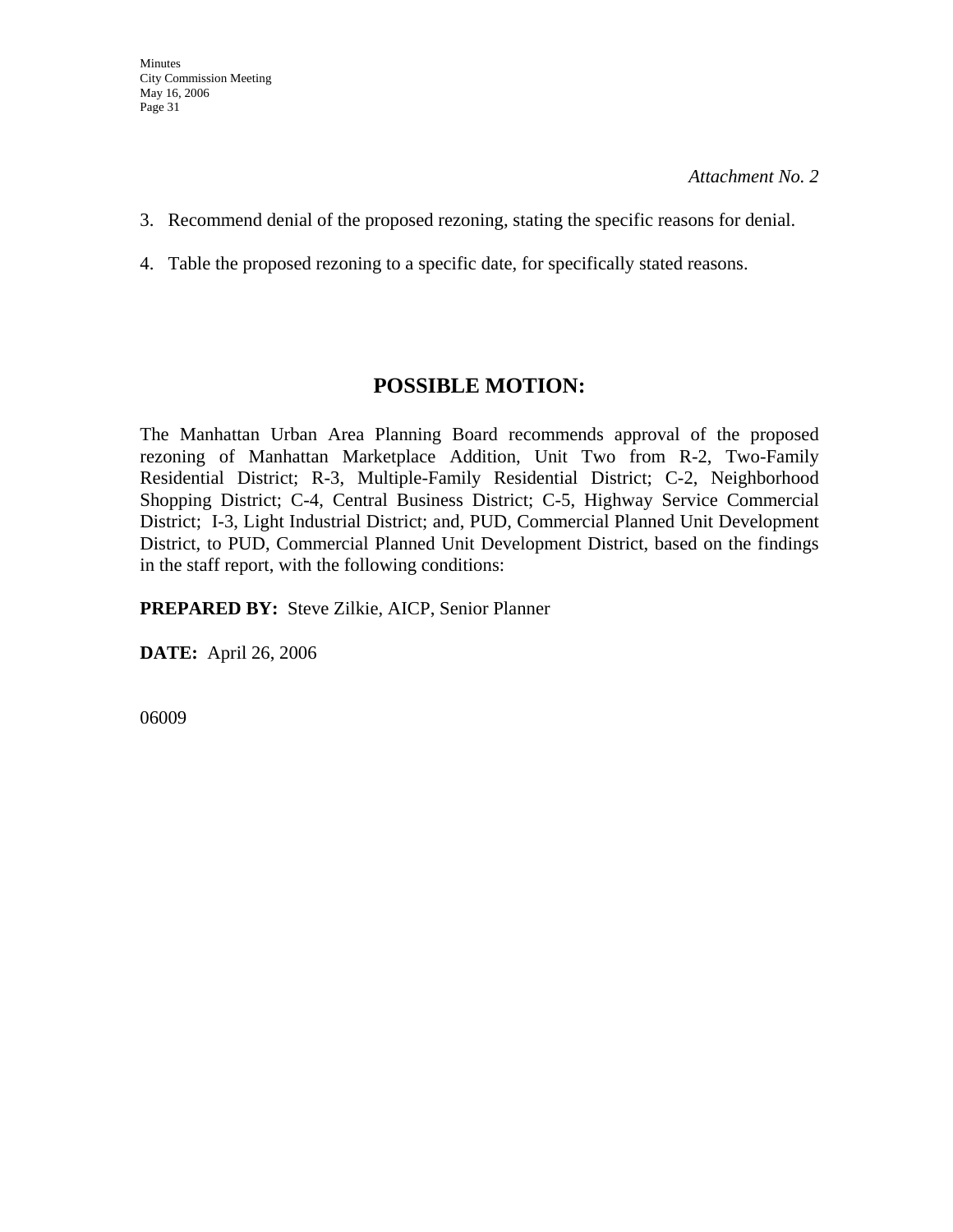*Attachment No. 2*

3. Recommend denial of the proposed rezoning, stating the specific reasons for denial.

4. Table the proposed rezoning to a specific date, for specifically stated reasons.

## POSSIBLE MOTION:

The Manhattan Urban Area Planning Board recommends approval of the proposed rezoning of Manhattan Marketplace Addition, Unit Two from R-2, Two-Family Residential District; R-3, Multiple-Family Residential District; C-2, Neighborhood Shopping District; C-4, Central Business District; C-5, Highway Service Commercial District; I-3, Light Industrial District; and, PUD, Commercial Planned Unit Development District, to PUD, Commercial Planned Unit Development District, based on the findings in the staff report, with the following conditions:

**PREPARED BY:** Steve Zilkie, AICP, Senior Planner

**DATE:** April 26, 2006

06009